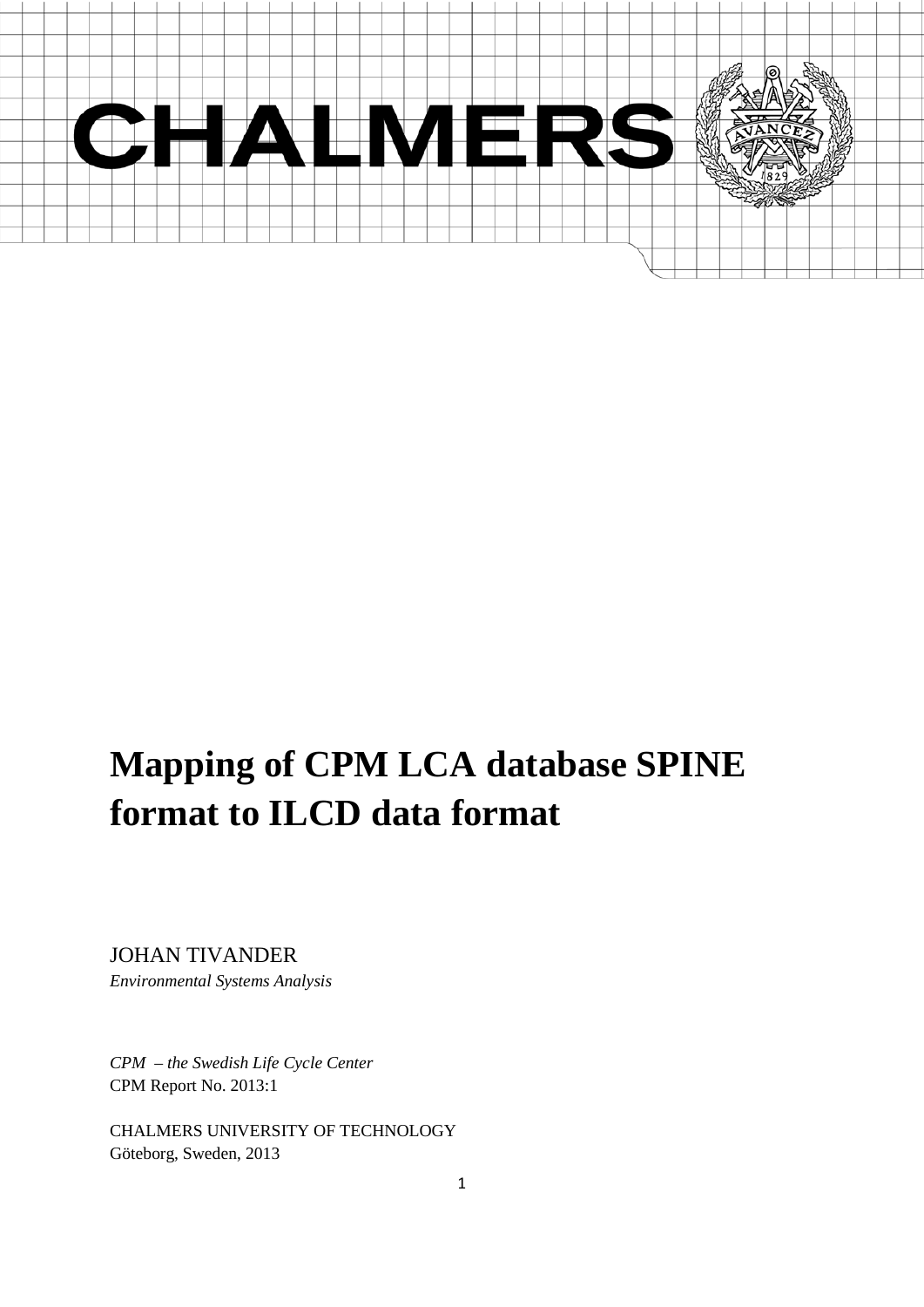CHALMERS

# Mapping of CPM LCA database SPINE format to ILCD data format

JOHAN TIVANDER

*Environmental Systems Analysis*

*CPM – the Swedish Life Cycle Center*

CPM Report No. 2013:1

CHALMERS UNIVERSITY OF TECHNOLOGY

Göteborg, Sweden, 2013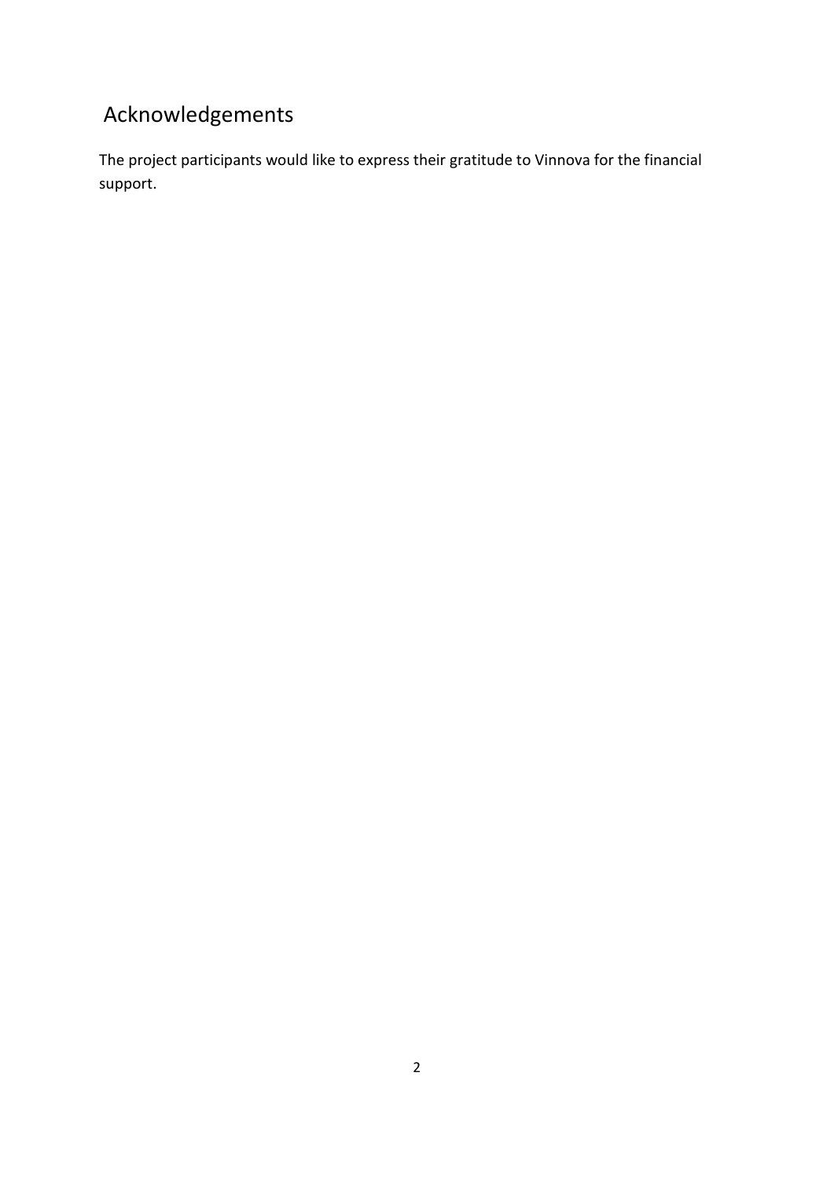# Acknowledgements

The project participants would like to express their gratitude to Vinnova for the financial support.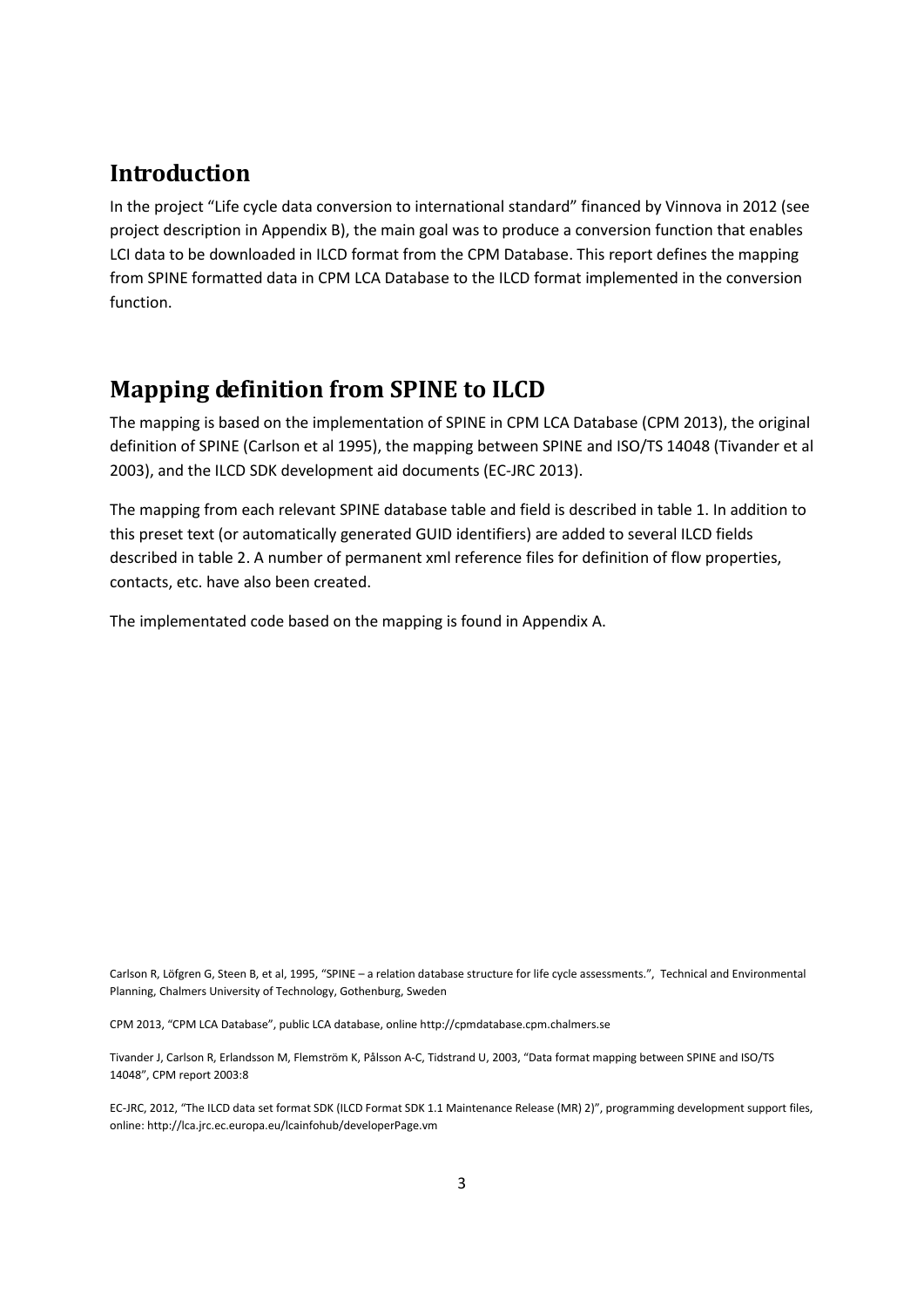## Introduction

In the project "Life cycle data conversion to international standard" financed by Vinnova in 2012 (see project description in Appendix B), the main goal was to produce a conversion function that enables LCI data to be downloaded in ILCD format from the CPM Database. This report defines the mapping from SPINE formatted data in CPM LCA Database to the ILCD format implemented in the conversion function.

## Mapping definition from SPINE to ILCD

The mapping is based on the implementation of SPINE in CPM LCA Database (CPM 2013), the original definition of SPINE (Carlson et al 1995), the mapping between SPINE and ISO/TS 14048 (Tivander et al 2003), and the ILCD SDK development aid documents (EC-JRC 2013).

The mapping from each relevant SPINE database table and field is described in table 1. In addition to this preset text (or automatically generated GUID identifiers) are added to several ILCD fields described in table 2. A number of permanent xml reference files for definition of flow properties, contacts, etc. have also been created.

The implementated code based on the mapping is found in Appendix A.

Carlson R, Löfgren G, Steen B, et al, 1995, "SPINE – a relation database structure for life cycle assessments.", Technical and Environmental Planning, Chalmers University of Technology, Gothenburg, Sweden

CPM 2013, "CPM LCA Database", public LCA database, online http://cpmdatabase.cpm.chalmers.se

Tivander J, Carlson R, Erlandsson M, Flemström K, Pålsson A-C, Tidstrand U, 2003, "Data format mapping between SPINE and ISO/TS 14048", CPM report 2003:8

EC-JRC, 2012, "The ILCD data set format SDK (ILCD Format SDK 1.1 Maintenance Release (MR) 2)", programming development support files, online: http://lca.jrc.ec.europa.eu/lcainfohub/developerPage.vm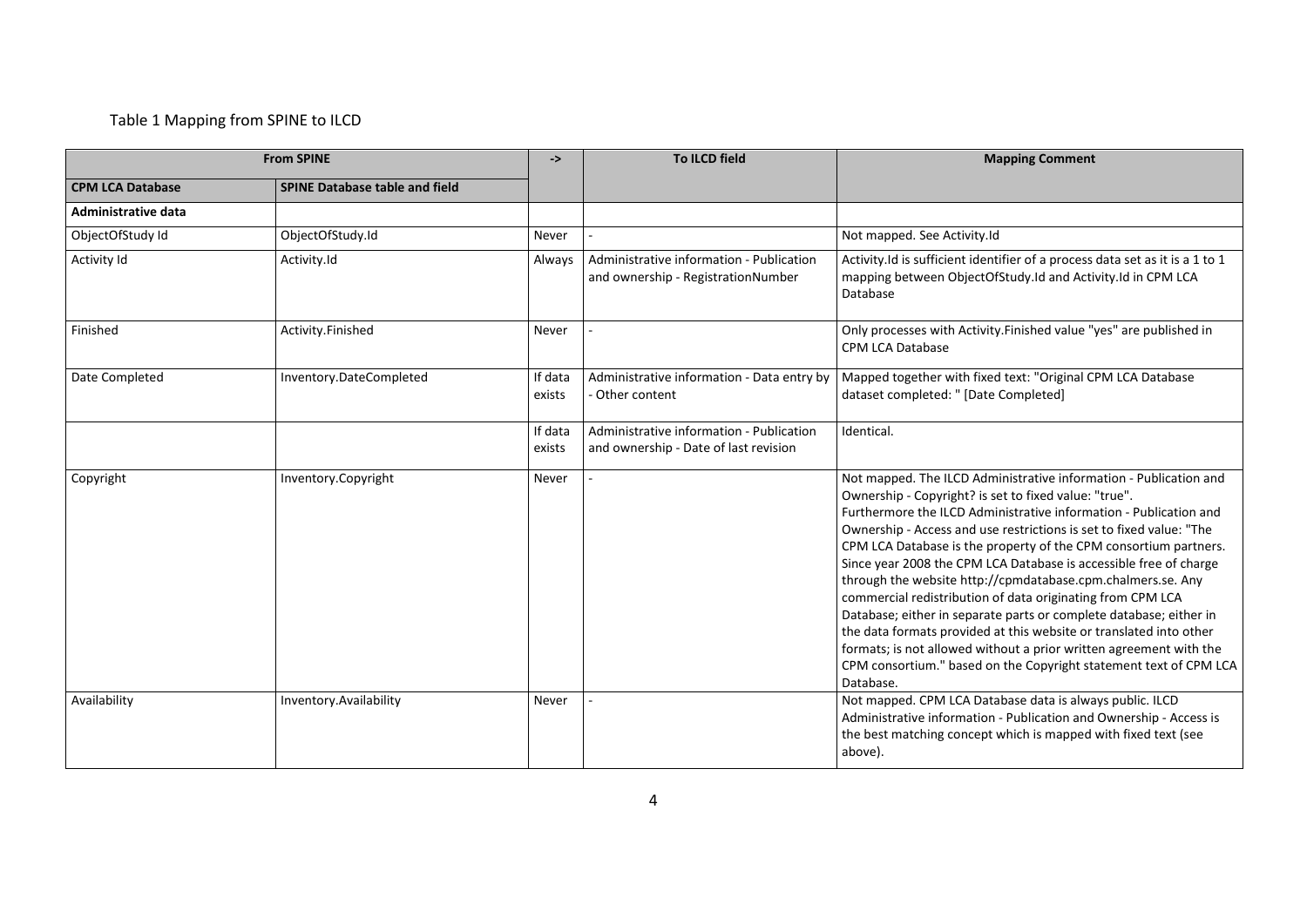Table 1 Mapping from SPINE to ILCD

| From SPINE | | -> | To ILCD field | Mapping Comment |
|---|---|---|---|---|
| **CPM LCA Database** | **SPINE Database table and field** | | | |
| **Administrative data** | | | | |
| ObjectOfStudy Id | ObjectOfStudy.Id | Never | - | Not mapped. See Activity.Id |
| Activity Id | Activity.Id | Always | Administrative information - Publication and ownership - RegistrationNumber | Activity.Id is sufficient identifier of a process data set as it is a 1 to 1 mapping between ObjectOfStudy.Id and Activity.Id in CPM LCA Database |
| Finished | Activity.Finished | Never | - | Only processes with Activity.Finished value "yes" are published in CPM LCA Database |
| Date Completed | Inventory.DateCompleted | If data exists | Administrative information - Data entry by - Other content | Mapped together with fixed text: "Original CPM LCA Database dataset completed: " [Date Completed] |
| | | If data exists | Administrative information - Publication and ownership - Date of last revision | Identical. |
| Copyright | Inventory.Copyright | Never | - | Not mapped. The ILCD Administrative information - Publication and Ownership - Copyright? is set to fixed value: "true". Furthermore the ILCD Administrative information - Publication and Ownership - Access and use restrictions is set to fixed value: "The CPM LCA Database is the property of the CPM consortium partners. Since year 2008 the CPM LCA Database is accessible free of charge through the website http://cpmdatabase.cpm.chalmers.se. Any commercial redistribution of data originating from CPM LCA Database; either in separate parts or complete database; either in the data formats provided at this website or translated into other formats; is not allowed without a prior written agreement with the CPM consortium." based on the Copyright statement text of CPM LCA Database. |
| Availability | Inventory.Availability | Never | - | Not mapped. CPM LCA Database data is always public. ILCD Administrative information - Publication and Ownership - Access is the best matching concept which is mapped with fixed text (see above). |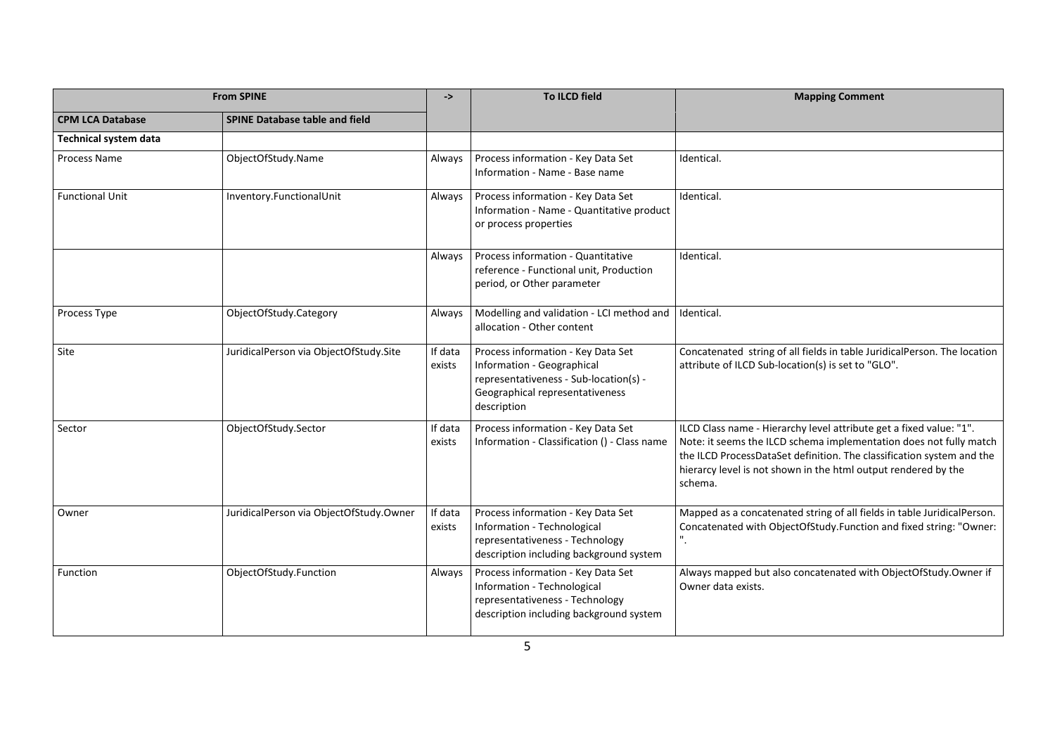| From SPINE | | -> | To ILCD field | Mapping Comment |
|---|---|---|---|---|
| **CPM LCA Database** | **SPINE Database table and field** | | | |
| **Technical system data** | | | | |
| Process Name | ObjectOfStudy.Name | Always | Process information - Key Data Set Information - Name - Base name | Identical. |
| Functional Unit | Inventory.FunctionalUnit | Always | Process information - Key Data Set Information - Name - Quantitative product or process properties | Identical. |
| | | Always | Process information - Quantitative reference - Functional unit, Production period, or Other parameter | Identical. |
| Process Type | ObjectOfStudy.Category | Always | Modelling and validation - LCI method and allocation - Other content | Identical. |
| Site | JuridicalPerson via ObjectOfStudy.Site | If data exists | Process information - Key Data Set Information - Geographical representativeness - Sub-location(s) - Geographical representativeness description | Concatenated string of all fields in table JuridicalPerson. The location attribute of ILCD Sub-location(s) is set to "GLO". |
| Sector | ObjectOfStudy.Sector | If data exists | Process information - Key Data Set Information - Classification () - Class name | ILCD Class name - Hierarchy level attribute get a fixed value: "1". Note: it seems the ILCD schema implementation does not fully match the ILCD ProcessDataSet definition. The classification system and the hierarcy level is not shown in the html output rendered by the schema. |
| Owner | JuridicalPerson via ObjectOfStudy.Owner | If data exists | Process information - Key Data Set Information - Technological representativeness - Technology description including background system | Mapped as a concatenated string of all fields in table JuridicalPerson. Concatenated with ObjectOfStudy.Function and fixed string: "Owner: ". |
| Function | ObjectOfStudy.Function | Always | Process information - Key Data Set Information - Technological representativeness - Technology description including background system | Always mapped but also concatenated with ObjectOfStudy.Owner if Owner data exists. |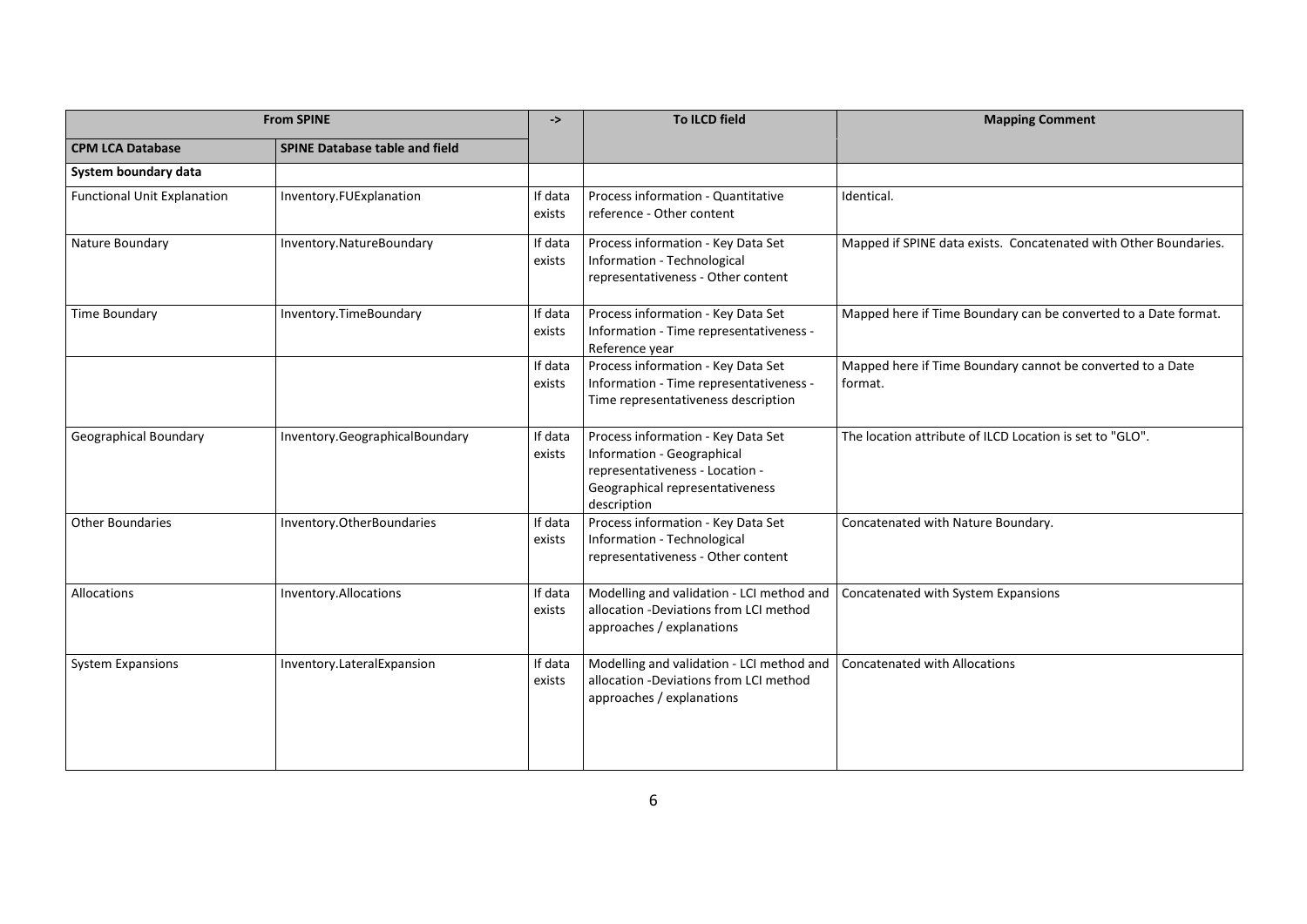| From SPINE | | -> | To ILCD field | Mapping Comment |
|---|---|---|---|---|
| **CPM LCA Database** | **SPINE Database table and field** | | | |
| **System boundary data** | | | | |
| Functional Unit Explanation | Inventory.FUExplanation | If data exists | Process information - Quantitative reference - Other content | Identical. |
| Nature Boundary | Inventory.NatureBoundary | If data exists | Process information - Key Data Set Information - Technological representativeness - Other content | Mapped if SPINE data exists. Concatenated with Other Boundaries. |
| Time Boundary | Inventory.TimeBoundary | If data exists | Process information - Key Data Set Information - Time representativeness - Reference year | Mapped here if Time Boundary can be converted to a Date format. |
| | | If data exists | Process information - Key Data Set Information - Time representativeness - Time representativeness description | Mapped here if Time Boundary cannot be converted to a Date format. |
| Geographical Boundary | Inventory.GeographicalBoundary | If data exists | Process information - Key Data Set Information - Geographical representativeness - Location - Geographical representativeness description | The location attribute of ILCD Location is set to "GLO". |
| Other Boundaries | Inventory.OtherBoundaries | If data exists | Process information - Key Data Set Information - Technological representativeness - Other content | Concatenated with Nature Boundary. |
| Allocations | Inventory.Allocations | If data exists | Modelling and validation - LCI method and allocation -Deviations from LCI method approaches / explanations | Concatenated with System Expansions |
| System Expansions | Inventory.LateralExpansion | If data exists | Modelling and validation - LCI method and allocation -Deviations from LCI method approaches / explanations | Concatenated with Allocations |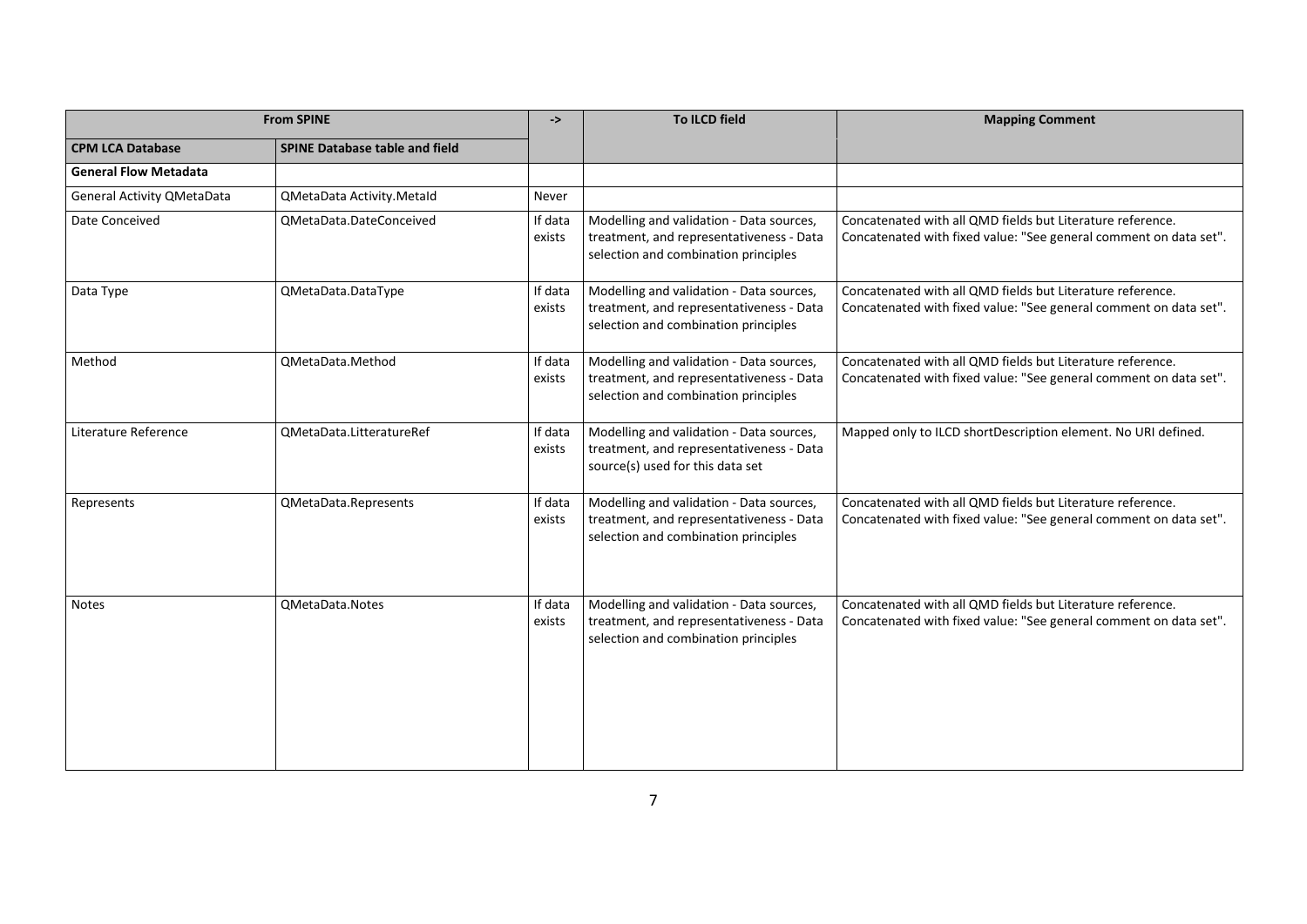| From SPINE | | -> | To ILCD field | Mapping Comment |
|---|---|---|---|---|
| **CPM LCA Database** | **SPINE Database table and field** | | | |
| **General Flow Metadata** | | | | |
| General Activity QMetaData | QMetaData Activity.MetaId | Never | | |
| Date Conceived | QMetaData.DateConceived | If data exists | Modelling and validation - Data sources, treatment, and representativeness - Data selection and combination principles | Concatenated with all QMD fields but Literature reference. Concatenated with fixed value: "See general comment on data set". |
| Data Type | QMetaData.DataType | If data exists | Modelling and validation - Data sources, treatment, and representativeness - Data selection and combination principles | Concatenated with all QMD fields but Literature reference. Concatenated with fixed value: "See general comment on data set". |
| Method | QMetaData.Method | If data exists | Modelling and validation - Data sources, treatment, and representativeness - Data selection and combination principles | Concatenated with all QMD fields but Literature reference. Concatenated with fixed value: "See general comment on data set". |
| Literature Reference | QMetaData.LitteratureRef | If data exists | Modelling and validation - Data sources, treatment, and representativeness - Data source(s) used for this data set | Mapped only to ILCD shortDescription element. No URI defined. |
| Represents | QMetaData.Represents | If data exists | Modelling and validation - Data sources, treatment, and representativeness - Data selection and combination principles | Concatenated with all QMD fields but Literature reference. Concatenated with fixed value: "See general comment on data set". |
| Notes | QMetaData.Notes | If data exists | Modelling and validation - Data sources, treatment, and representativeness - Data selection and combination principles | Concatenated with all QMD fields but Literature reference. Concatenated with fixed value: "See general comment on data set". |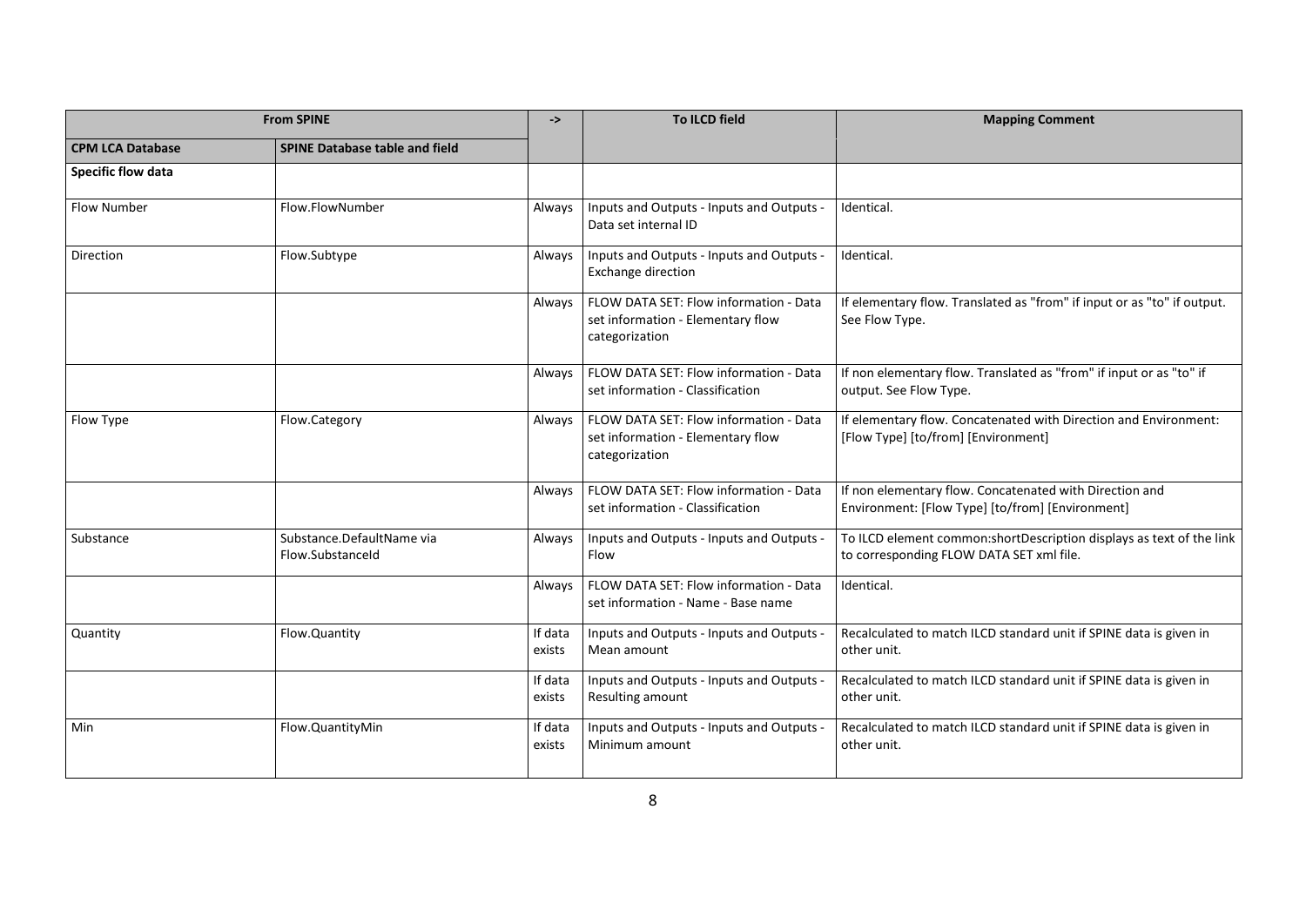| From SPINE | | -> | To ILCD field | Mapping Comment |
|---|---|---|---|---|
| **CPM LCA Database** | **SPINE Database table and field** | | | |
| **Specific flow data** | | | | |
| Flow Number | Flow.FlowNumber | Always | Inputs and Outputs - Inputs and Outputs - Data set internal ID | Identical. |
| Direction | Flow.Subtype | Always | Inputs and Outputs - Inputs and Outputs - Exchange direction | Identical. |
| | | Always | FLOW DATA SET: Flow information - Data set information - Elementary flow categorization | If elementary flow. Translated as "from" if input or as "to" if output. See Flow Type. |
| | | Always | FLOW DATA SET: Flow information - Data set information - Classification | If non elementary flow. Translated as "from" if input or as "to" if output. See Flow Type. |
| Flow Type | Flow.Category | Always | FLOW DATA SET: Flow information - Data set information - Elementary flow categorization | If elementary flow. Concatenated with Direction and Environment: [Flow Type] [to/from] [Environment] |
| | | Always | FLOW DATA SET: Flow information - Data set information - Classification | If non elementary flow. Concatenated with Direction and Environment: [Flow Type] [to/from] [Environment] |
| Substance | Substance.DefaultName via Flow.SubstanceId | Always | Inputs and Outputs - Inputs and Outputs - Flow | To ILCD element common:shortDescription displays as text of the link to corresponding FLOW DATA SET xml file. |
| | | Always | FLOW DATA SET: Flow information - Data set information - Name - Base name | Identical. |
| Quantity | Flow.Quantity | If data exists | Inputs and Outputs - Inputs and Outputs - Mean amount | Recalculated to match ILCD standard unit if SPINE data is given in other unit. |
| | | If data exists | Inputs and Outputs - Inputs and Outputs - Resulting amount | Recalculated to match ILCD standard unit if SPINE data is given in other unit. |
| Min | Flow.QuantityMin | If data exists | Inputs and Outputs - Inputs and Outputs - Minimum amount | Recalculated to match ILCD standard unit if SPINE data is given in other unit. |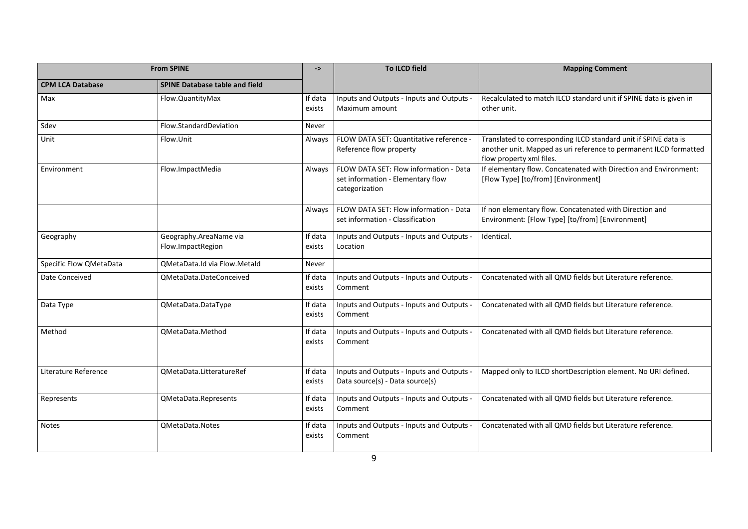| From SPINE | | -> | To ILCD field | Mapping Comment |
|---|---|---|---|---|
| CPM LCA Database | SPINE Database table and field | | | |
| Max | Flow.QuantityMax | If data exists | Inputs and Outputs - Inputs and Outputs - Maximum amount | Recalculated to match ILCD standard unit if SPINE data is given in other unit. |
| Sdev | Flow.StandardDeviation | Never | | |
| Unit | Flow.Unit | Always | FLOW DATA SET: Quantitative reference - Reference flow property | Translated to corresponding ILCD standard unit if SPINE data is another unit. Mapped as uri reference to permanent ILCD formatted flow property xml files. |
| Environment | Flow.ImpactMedia | Always | FLOW DATA SET: Flow information - Data set information - Elementary flow categorization | If elementary flow. Concatenated with Direction and Environment: [Flow Type] [to/from] [Environment] |
| | | Always | FLOW DATA SET: Flow information - Data set information - Classification | If non elementary flow. Concatenated with Direction and Environment: [Flow Type] [to/from] [Environment] |
| Geography | Geography.AreaName via Flow.ImpactRegion | If data exists | Inputs and Outputs - Inputs and Outputs - Location | Identical. |
| Specific Flow QMetaData | QMetaData.Id via Flow.MetaId | Never | | |
| Date Conceived | QMetaData.DateConceived | If data exists | Inputs and Outputs - Inputs and Outputs - Comment | Concatenated with all QMD fields but Literature reference. |
| Data Type | QMetaData.DataType | If data exists | Inputs and Outputs - Inputs and Outputs - Comment | Concatenated with all QMD fields but Literature reference. |
| Method | QMetaData.Method | If data exists | Inputs and Outputs - Inputs and Outputs - Comment | Concatenated with all QMD fields but Literature reference. |
| Literature Reference | QMetaData.LitteratureRef | If data exists | Inputs and Outputs - Inputs and Outputs - Data source(s) - Data source(s) | Mapped only to ILCD shortDescription element. No URI defined. |
| Represents | QMetaData.Represents | If data exists | Inputs and Outputs - Inputs and Outputs - Comment | Concatenated with all QMD fields but Literature reference. |
| Notes | QMetaData.Notes | If data exists | Inputs and Outputs - Inputs and Outputs - Comment | Concatenated with all QMD fields but Literature reference. |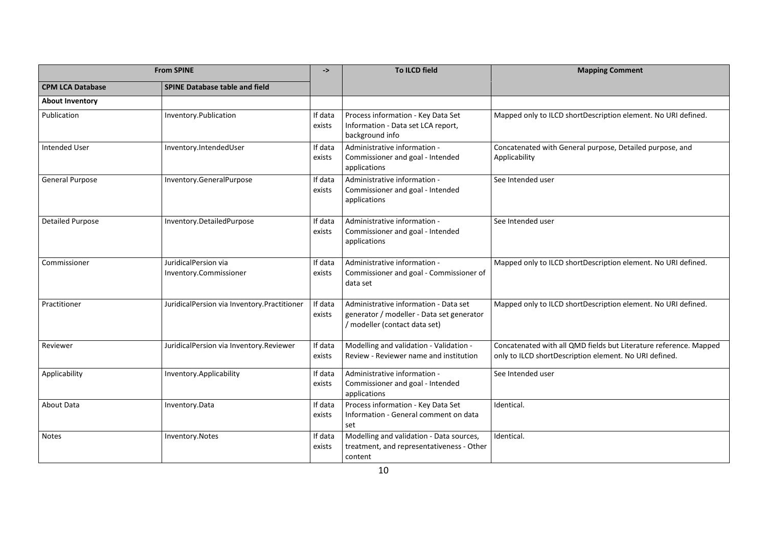| From SPINE | | -> | To ILCD field | Mapping Comment |
|---|---|---|---|---|
| **CPM LCA Database** | **SPINE Database table and field** | | | |
| **About Inventory** | | | | |
| Publication | Inventory.Publication | If data exists | Process information - Key Data Set Information - Data set LCA report, background info | Mapped only to ILCD shortDescription element. No URI defined. |
| Intended User | Inventory.IntendedUser | If data exists | Administrative information - Commissioner and goal - Intended applications | Concatenated with General purpose, Detailed purpose, and Applicability |
| General Purpose | Inventory.GeneralPurpose | If data exists | Administrative information - Commissioner and goal - Intended applications | See Intended user |
| Detailed Purpose | Inventory.DetailedPurpose | If data exists | Administrative information - Commissioner and goal - Intended applications | See Intended user |
| Commissioner | JuridicalPerson via Inventory.Commissioner | If data exists | Administrative information - Commissioner and goal - Commissioner of data set | Mapped only to ILCD shortDescription element. No URI defined. |
| Practitioner | JuridicalPerson via Inventory.Practitioner | If data exists | Administrative information - Data set generator / modeller - Data set generator / modeller (contact data set) | Mapped only to ILCD shortDescription element. No URI defined. |
| Reviewer | JuridicalPerson via Inventory.Reviewer | If data exists | Modelling and validation - Validation - Review - Reviewer name and institution | Concatenated with all QMD fields but Literature reference. Mapped only to ILCD shortDescription element. No URI defined. |
| Applicability | Inventory.Applicability | If data exists | Administrative information - Commissioner and goal - Intended applications | See Intended user |
| About Data | Inventory.Data | If data exists | Process information - Key Data Set Information - General comment on data set | Identical. |
| Notes | Inventory.Notes | If data exists | Modelling and validation - Data sources, treatment, and representativeness - Other content | Identical. |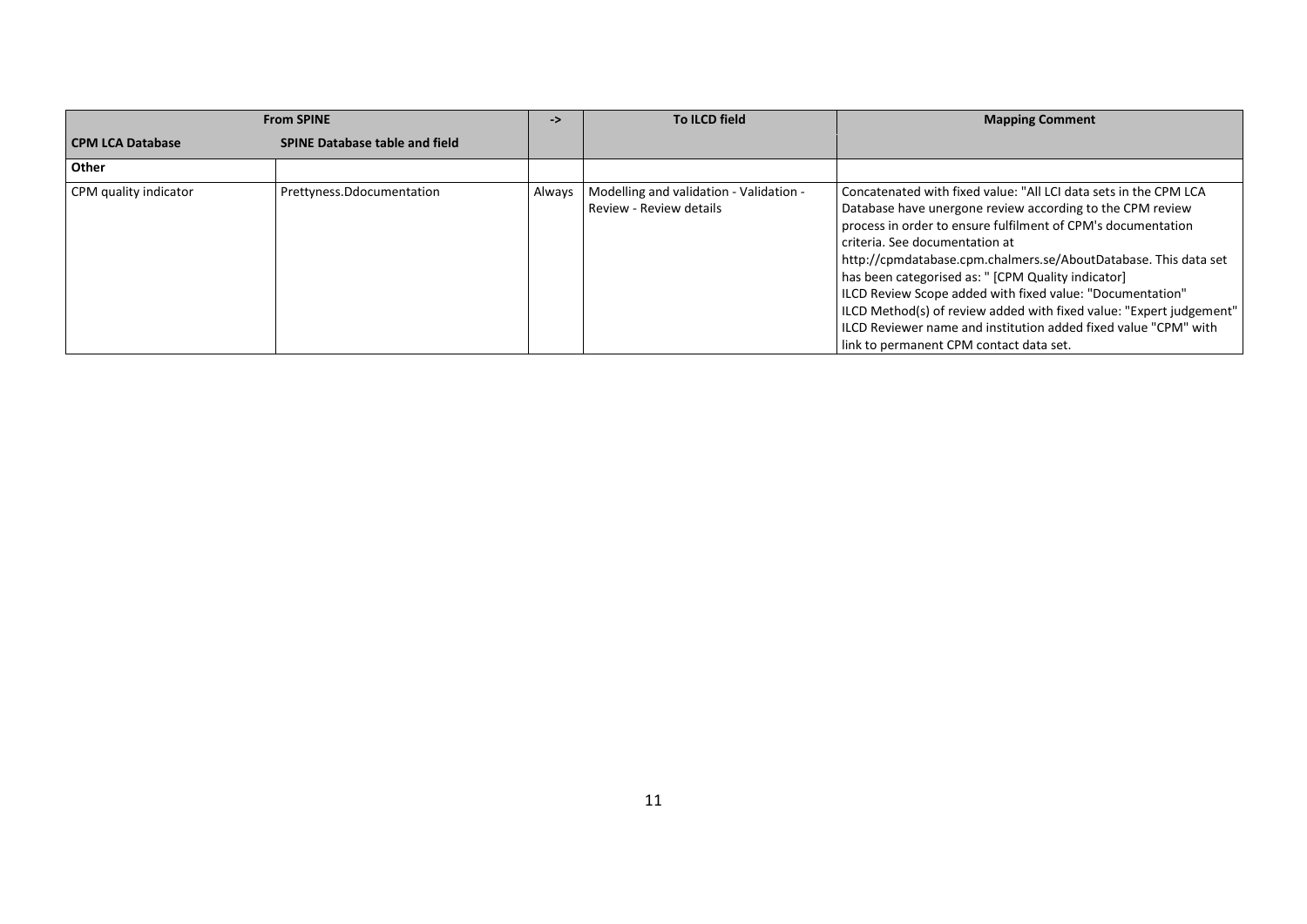| From SPINE | | -> | To ILCD field | Mapping Comment |
| --- | --- | --- | --- | --- |
| CPM LCA Database | SPINE Database table and field | | | |
| **Other** | | | | |
| CPM quality indicator | Prettyness.Ddocumentation | Always | Modelling and validation - Validation - Review - Review details | Concatenated with fixed value: "All LCI data sets in the CPM LCA Database have unergone review according to the CPM review process in order to ensure fulfilment of CPM's documentation criteria. See documentation at http://cpmdatabase.cpm.chalmers.se/AboutDatabase. This data set has been categorised as: " [CPM Quality indicator] ILCD Review Scope added with fixed value: "Documentation" ILCD Method(s) of review added with fixed value: "Expert judgement" ILCD Reviewer name and institution added fixed value "CPM" with link to permanent CPM contact data set. |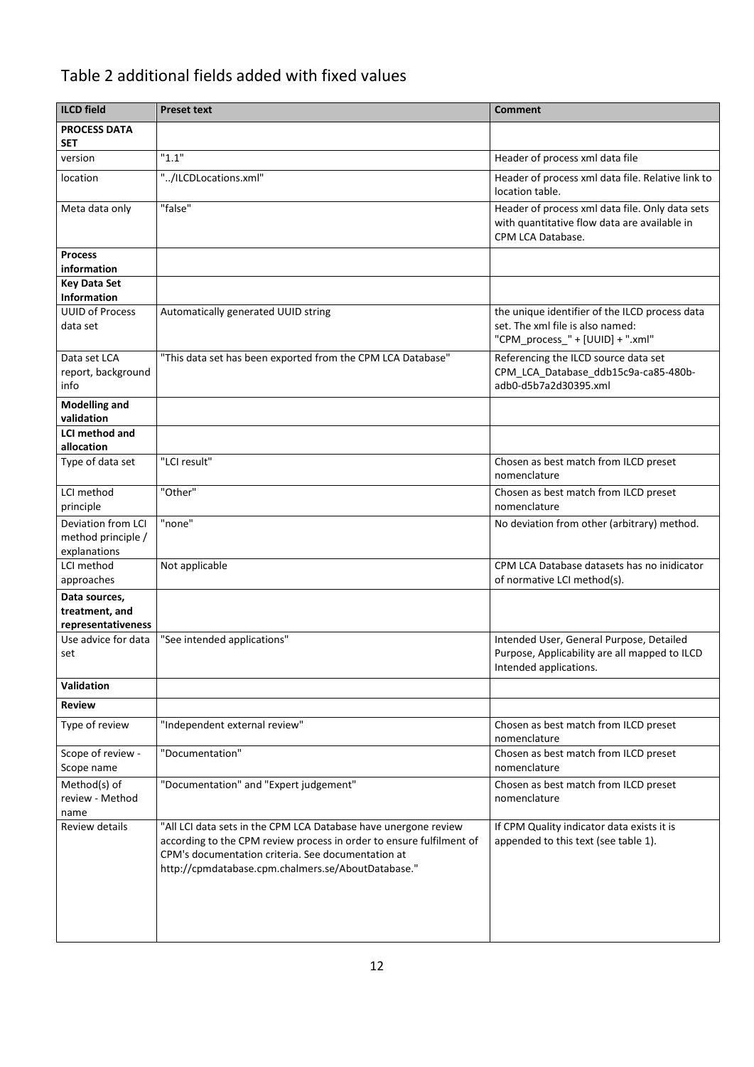# Table 2 additional fields added with fixed values

| ILCD field | Preset text | Comment |
|---|---|---|
| **PROCESS DATA SET** | | |
| version | "1.1" | Header of process xml data file |
| location | "../ILCDLocations.xml" | Header of process xml data file. Relative link to location table. |
| Meta data only | "false" | Header of process xml data file. Only data sets with quantitative flow data are available in CPM LCA Database. |
| **Process information** | | |
| **Key Data Set Information** | | |
| UUID of Process data set | Automatically generated UUID string | the unique identifier of the ILCD process data set. The xml file is also named: "CPM_process_" + [UUID] + ".xml" |
| Data set LCA report, background info | "This data set has been exported from the CPM LCA Database" | Referencing the ILCD source data set CPM_LCA_Database_ddb15c9a-ca85-480b-adb0-d5b7a2d30395.xml |
| **Modelling and validation** | | |
| **LCI method and allocation** | | |
| Type of data set | "LCI result" | Chosen as best match from ILCD preset nomenclature |
| LCI method principle | "Other" | Chosen as best match from ILCD preset nomenclature |
| Deviation from LCI method principle / explanations | "none" | No deviation from other (arbitrary) method. |
| LCI method approaches | Not applicable | CPM LCA Database datasets has no inidicator of normative LCI method(s). |
| **Data sources, treatment, and representativeness** | | |
| Use advice for data set | "See intended applications" | Intended User, General Purpose, Detailed Purpose, Applicability are all mapped to ILCD Intended applications. |
| **Validation** | | |
| **Review** | | |
| Type of review | "Independent external review" | Chosen as best match from ILCD preset nomenclature |
| Scope of review - Scope name | "Documentation" | Chosen as best match from ILCD preset nomenclature |
| Method(s) of review - Method name | "Documentation" and "Expert judgement" | Chosen as best match from ILCD preset nomenclature |
| Review details | "All LCI data sets in the CPM LCA Database have unergone review according to the CPM review process in order to ensure fulfilment of CPM's documentation criteria. See documentation at http://cpmdatabase.cpm.chalmers.se/AboutDatabase." | If CPM Quality indicator data exists it is appended to this text (see table 1). |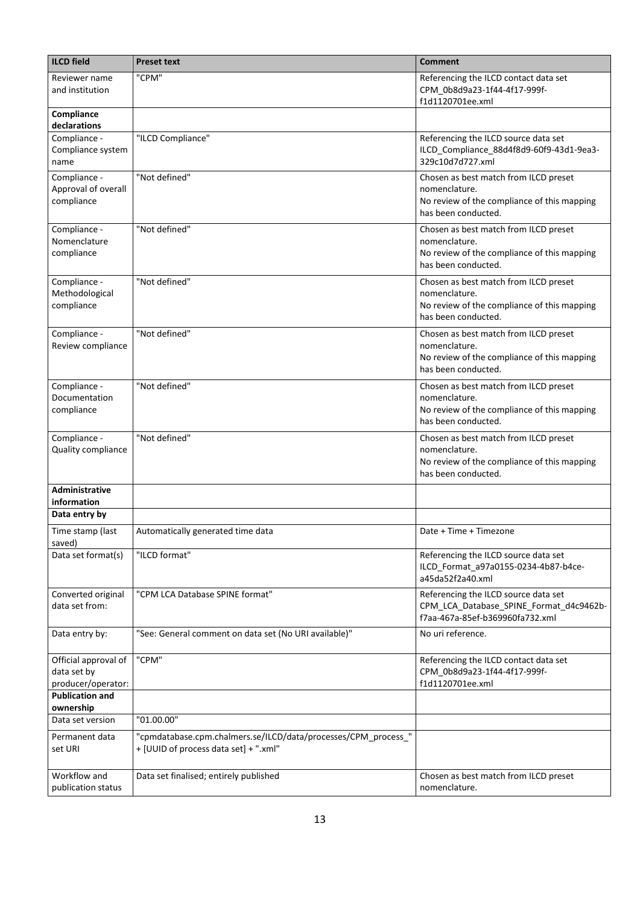| ILCD field | Preset text | Comment |
|---|---|---|
| Reviewer name and institution | "CPM" | Referencing the ILCD contact data set CPM_0b8d9a23-1f44-4f17-999f-f1d1120701ee.xml |
| **Compliance declarations** | | |
| Compliance - Compliance system name | "ILCD Compliance" | Referencing the ILCD source data set ILCD_Compliance_88d4f8d9-60f9-43d1-9ea3-329c10d7d727.xml |
| Compliance - Approval of overall compliance | "Not defined" | Chosen as best match from ILCD preset nomenclature.<br>No review of the compliance of this mapping has been conducted. |
| Compliance - Nomenclature compliance | "Not defined" | Chosen as best match from ILCD preset nomenclature.<br>No review of the compliance of this mapping has been conducted. |
| Compliance - Methodological compliance | "Not defined" | Chosen as best match from ILCD preset nomenclature.<br>No review of the compliance of this mapping has been conducted. |
| Compliance - Review compliance | "Not defined" | Chosen as best match from ILCD preset nomenclature.<br>No review of the compliance of this mapping has been conducted. |
| Compliance - Documentation compliance | "Not defined" | Chosen as best match from ILCD preset nomenclature.<br>No review of the compliance of this mapping has been conducted. |
| Compliance - Quality compliance | "Not defined" | Chosen as best match from ILCD preset nomenclature.<br>No review of the compliance of this mapping has been conducted. |
| **Administrative information** | | |
| **Data entry by** | | |
| Time stamp (last saved) | Automatically generated time data | Date + Time + Timezone |
| Data set format(s) | "ILCD format" | Referencing the ILCD source data set ILCD_Format_a97a0155-0234-4b87-b4ce-a45da52f2a40.xml |
| Converted original data set from: | "CPM LCA Database SPINE format" | Referencing the ILCD source data set CPM_LCA_Database_SPINE_Format_d4c9462b-f7aa-467a-85ef-b369960fa732.xml |
| Data entry by: | "See: General comment on data set (No URI available)" | No uri reference. |
| Official approval of data set by producer/operator: | "CPM" | Referencing the ILCD contact data set CPM_0b8d9a23-1f44-4f17-999f-f1d1120701ee.xml |
| **Publication and ownership** | | |
| Data set version | "01.00.00" | |
| Permanent data set URI | "cpmdatabase.cpm.chalmers.se/ILCD/data/processes/CPM_process_" + [UUID of process data set] + ".xml" | |
| Workflow and publication status | Data set finalised; entirely published | Chosen as best match from ILCD preset nomenclature. |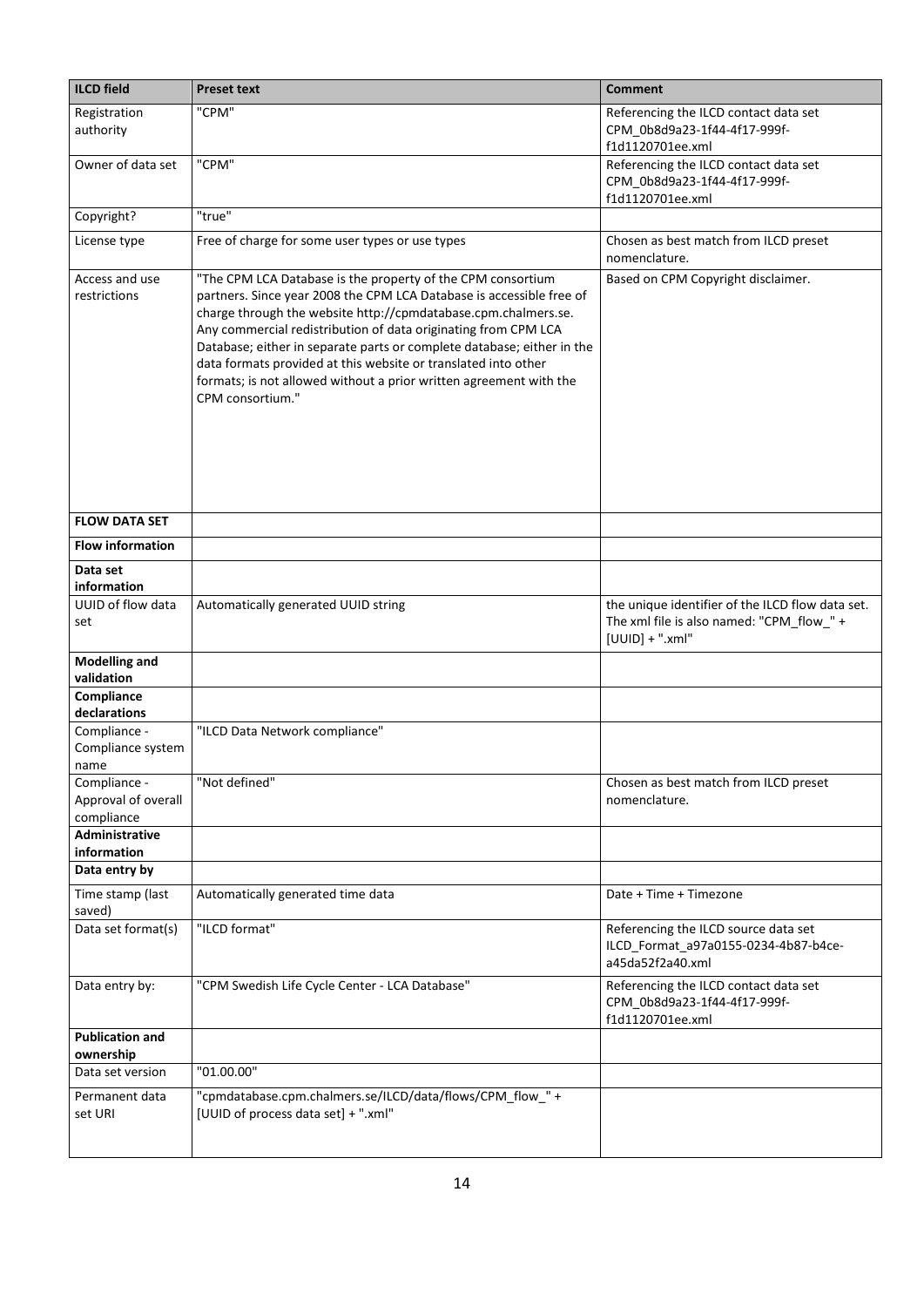| ILCD field | Preset text | Comment |
|---|---|---|
| Registration authority | "CPM" | Referencing the ILCD contact data set CPM_0b8d9a23-1f44-4f17-999f-f1d1120701ee.xml |
| Owner of data set | "CPM" | Referencing the ILCD contact data set CPM_0b8d9a23-1f44-4f17-999f-f1d1120701ee.xml |
| Copyright? | "true" | |
| License type | Free of charge for some user types or use types | Chosen as best match from ILCD preset nomenclature. |
| Access and use restrictions | "The CPM LCA Database is the property of the CPM consortium partners. Since year 2008 the CPM LCA Database is accessible free of charge through the website http://cpmdatabase.cpm.chalmers.se. Any commercial redistribution of data originating from CPM LCA Database; either in separate parts or complete database; either in the data formats provided at this website or translated into other formats; is not allowed without a prior written agreement with the CPM consortium." | Based on CPM Copyright disclaimer. |
| **FLOW DATA SET** | | |
| **Flow information** | | |
| **Data set information** | | |
| UUID of flow data set | Automatically generated UUID string | the unique identifier of the ILCD flow data set. The xml file is also named: "CPM_flow_" + [UUID] + ".xml" |
| **Modelling and validation** | | |
| **Compliance declarations** | | |
| Compliance - Compliance system name | "ILCD Data Network compliance" | |
| Compliance - Approval of overall compliance | "Not defined" | Chosen as best match from ILCD preset nomenclature. |
| **Administrative information** | | |
| **Data entry by** | | |
| Time stamp (last saved) | Automatically generated time data | Date + Time + Timezone |
| Data set format(s) | "ILCD format" | Referencing the ILCD source data set ILCD_Format_a97a0155-0234-4b87-b4ce-a45da52f2a40.xml |
| Data entry by: | "CPM Swedish Life Cycle Center - LCA Database" | Referencing the ILCD contact data set CPM_0b8d9a23-1f44-4f17-999f-f1d1120701ee.xml |
| **Publication and ownership** | | |
| Data set version | "01.00.00" | |
| Permanent data set URI | "cpmdatabase.cpm.chalmers.se/ILCD/data/flows/CPM_flow_" + [UUID of process data set] + ".xml" | |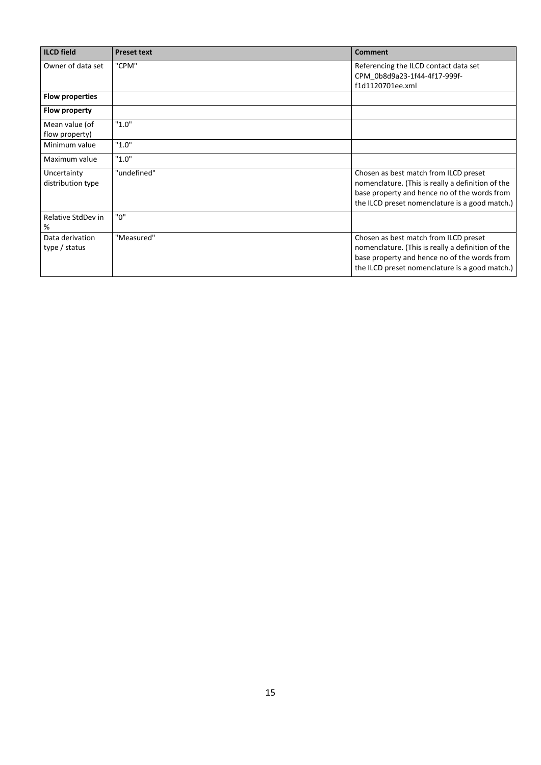| ILCD field | Preset text | Comment |
|---|---|---|
| Owner of data set | "CPM" | Referencing the ILCD contact data set CPM_0b8d9a23-1f44-4f17-999f-f1d1120701ee.xml |
| **Flow properties** | | |
| **Flow property** | | |
| Mean value (of flow property) | "1.0" | |
| Minimum value | "1.0" | |
| Maximum value | "1.0" | |
| Uncertainty distribution type | "undefined" | Chosen as best match from ILCD preset nomenclature. (This is really a definition of the base property and hence no of the words from the ILCD preset nomenclature is a good match.) |
| Relative StdDev in % | "0" | |
| Data derivation type / status | "Measured" | Chosen as best match from ILCD preset nomenclature. (This is really a definition of the base property and hence no of the words from the ILCD preset nomenclature is a good match.) |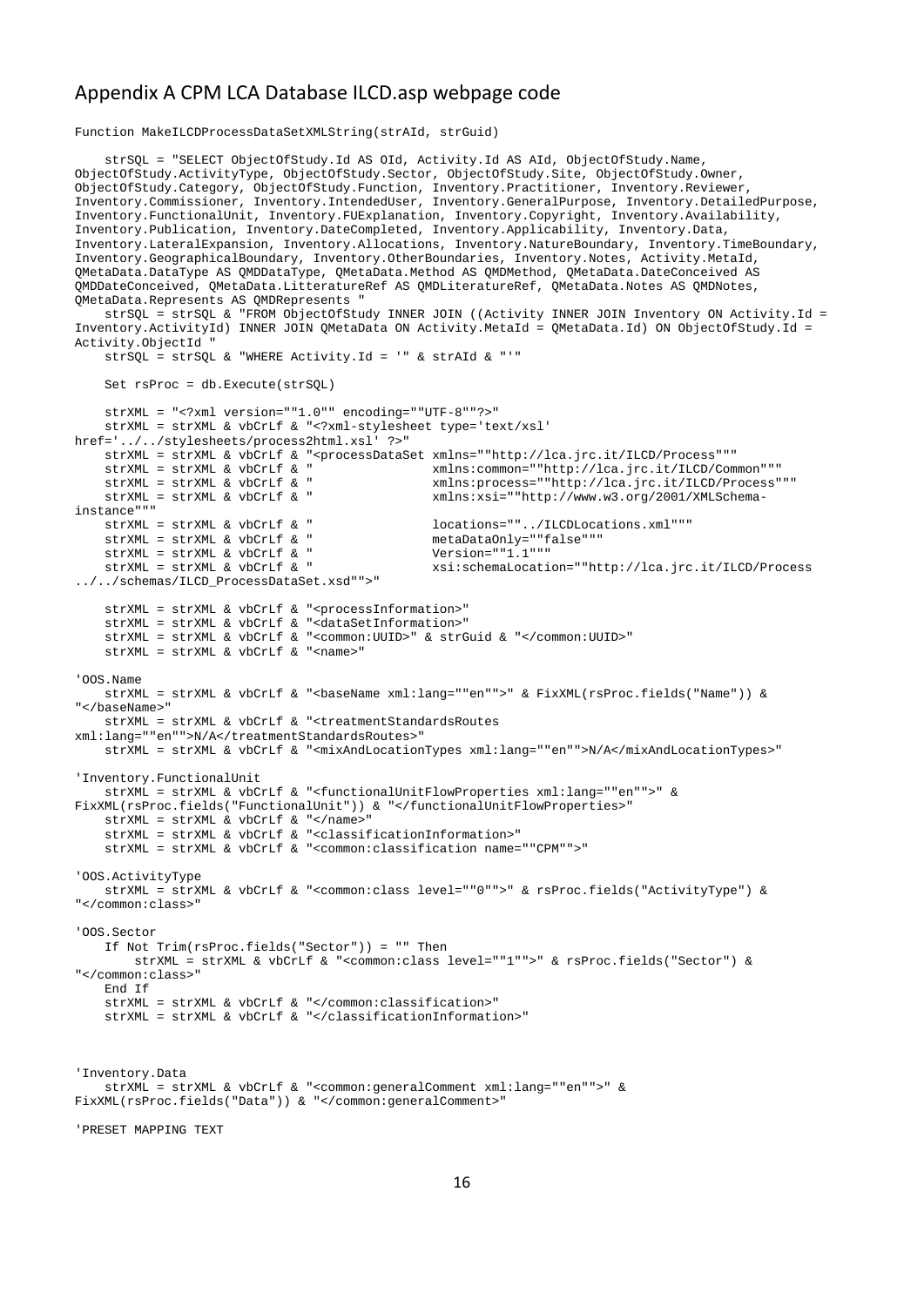## Appendix A CPM LCA Database ILCD.asp webpage code

```
Function MakeILCDProcessDataSetXMLString(strAId, strGuid)

    strSQL = "SELECT ObjectOfStudy.Id AS OId, Activity.Id AS AId, ObjectOfStudy.Name,
ObjectOfStudy.ActivityType, ObjectOfStudy.Sector, ObjectOfStudy.Site, ObjectOfStudy.Owner,
ObjectOfStudy.Category, ObjectOfStudy.Function, Inventory.Practitioner, Inventory.Reviewer,
Inventory.Commissioner, Inventory.IntendedUser, Inventory.GeneralPurpose, Inventory.DetailedPurpose,
Inventory.FunctionalUnit, Inventory.FUExplanation, Inventory.Copyright, Inventory.Availability,
Inventory.Publication, Inventory.DateCompleted, Inventory.Applicability, Inventory.Data,
Inventory.LateralExpansion, Inventory.Allocations, Inventory.NatureBoundary, Inventory.TimeBoundary,
Inventory.GeographicalBoundary, Inventory.OtherBoundaries, Inventory.Notes, Activity.MetaId,
QMetaData.DataType AS QMDDataType, QMetaData.Method AS QMDMethod, QMetaData.DateConceived AS
QMDDateConceived, QMetaData.LitteratureRef AS QMDLiteratureRef, QMetaData.Notes AS QMDNotes,
QMetaData.Represents AS QMDRepresents "
    strSQL = strSQL & "FROM ObjectOfStudy INNER JOIN ((Activity INNER JOIN Inventory ON Activity.Id =
Inventory.ActivityId) INNER JOIN QMetaData ON Activity.MetaId = QMetaData.Id) ON ObjectOfStudy.Id =
Activity.ObjectId "
    strSQL = strSQL & "WHERE Activity.Id = '" & strAId & "'"

    Set rsProc = db.Execute(strSQL)

    strXML = "<?xml version=""1.0"" encoding=""UTF-8""?>"
    strXML = strXML & vbCrLf & "<?xml-stylesheet type='text/xsl'
href='../../stylesheets/process2html.xsl' ?>"
    strXML = strXML & vbCrLf & "<processDataSet xmlns=""http://lca.jrc.it/ILCD/Process"""
    strXML = strXML & vbCrLf & "                xmlns:common=""http://lca.jrc.it/ILCD/Common"""
    strXML = strXML & vbCrLf & "                xmlns:process=""http://lca.jrc.it/ILCD/Process"""
    strXML = strXML & vbCrLf & "                xmlns:xsi=""http://www.w3.org/2001/XMLSchema-
instance"""
    strXML = strXML & vbCrLf & "                locations=""../ILCDLocations.xml"""
    strXML = strXML & vbCrLf & "                metaDataOnly=""false"""
    strXML = strXML & vbCrLf & "                Version=""1.1"""
    strXML = strXML & vbCrLf & "                xsi:schemaLocation=""http://lca.jrc.it/ILCD/Process
../../schemas/ILCD_ProcessDataSet.xsd"">"

    strXML = strXML & vbCrLf & "<processInformation>"
    strXML = strXML & vbCrLf & "<dataSetInformation>"
    strXML = strXML & vbCrLf & "<common:UUID>" & strGuid & "</common:UUID>"
    strXML = strXML & vbCrLf & "<name>"

'OOS.Name
    strXML = strXML & vbCrLf & "<baseName xml:lang=""en"">" & FixXML(rsProc.fields("Name")) &
"</baseName>"
    strXML = strXML & vbCrLf & "<treatmentStandardsRoutes
xml:lang=""en"">N/A</treatmentStandardsRoutes>"
    strXML = strXML & vbCrLf & "<mixAndLocationTypes xml:lang=""en"">N/A</mixAndLocationTypes>"

'Inventory.FunctionalUnit
    strXML = strXML & vbCrLf & "<functionalUnitFlowProperties xml:lang=""en"">" &
FixXML(rsProc.fields("FunctionalUnit")) & "</functionalUnitFlowProperties>"
    strXML = strXML & vbCrLf & "</name>"
    strXML = strXML & vbCrLf & "<classificationInformation>"
    strXML = strXML & vbCrLf & "<common:classification name=""CPM"">"

'OOS.ActivityType
    strXML = strXML & vbCrLf & "<common:class level=""0"">" & rsProc.fields("ActivityType") &
"</common:class>"

'OOS.Sector
    If Not Trim(rsProc.fields("Sector")) = "" Then
        strXML = strXML & vbCrLf & "<common:class level=""1"">" & rsProc.fields("Sector") &
"</common:class>"
    End If
    strXML = strXML & vbCrLf & "</common:classification>"
    strXML = strXML & vbCrLf & "</classificationInformation>"



'Inventory.Data
    strXML = strXML & vbCrLf & "<common:generalComment xml:lang=""en"">" &
FixXML(rsProc.fields("Data")) & "</common:generalComment>"

'PRESET MAPPING TEXT
```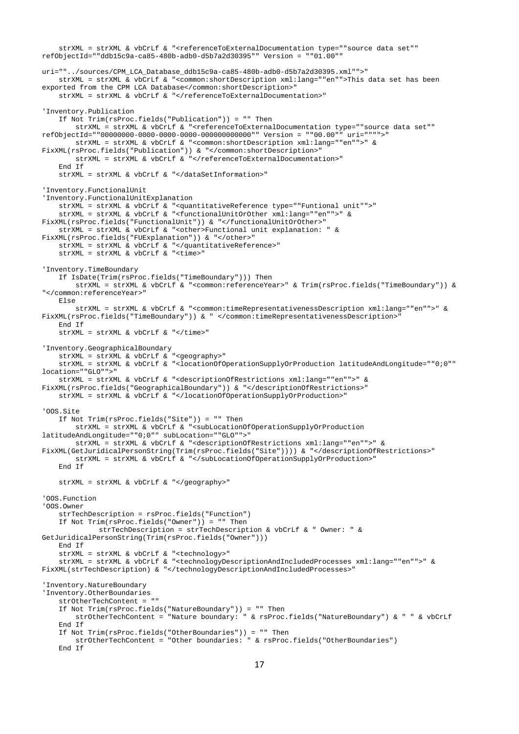```
    strXML = strXML & vbCrLf & "<referenceToExternalDocumentation type=""source data set"" refObjectId=""ddb15c9a-ca85-480b-adb0-d5b7a2d30395"" Version = ""01.00"" uri=""../sources/CPM_LCA_Database_ddb15c9a-ca85-480b-adb0-d5b7a2d30395.xml"">"
    strXML = strXML & vbCrLf & "<common:shortDescription xml:lang=""en"">This data set has been exported from the CPM LCA Database</common:shortDescription>"
    strXML = strXML & vbCrLf & "</referenceToExternalDocumentation>"

'Inventory.Publication
    If Not Trim(rsProc.fields("Publication")) = "" Then
        strXML = strXML & vbCrLf & "<referenceToExternalDocumentation type=""source data set"" refObjectId=""00000000-0000-0000-0000-000000000000"" Version = ""00.00"" uri="""">"
        strXML = strXML & vbCrLf & "<common:shortDescription xml:lang=""en"">" & FixXML(rsProc.fields("Publication")) & "</common:shortDescription>"
        strXML = strXML & vbCrLf & "</referenceToExternalDocumentation>"
    End If
    strXML = strXML & vbCrLf & "</dataSetInformation>"

'Inventory.FunctionalUnit
'Inventory.FunctionalUnitExplanation
    strXML = strXML & vbCrLf & "<quantitativeReference type=""Funtional unit"">"
    strXML = strXML & vbCrLf & "<functionalUnitOrOther xml:lang=""en"">" & FixXML(rsProc.fields("FunctionalUnit")) & "</functionalUnitOrOther>"
    strXML = strXML & vbCrLf & "<other>Functional unit explanation: " & FixXML(rsProc.fields("FUExplanation")) & "</other>"
    strXML = strXML & vbCrLf & "</quantitativeReference>"
    strXML = strXML & vbCrLf & "<time>"

'Inventory.TimeBoundary
    If IsDate(Trim(rsProc.fields("TimeBoundary"))) Then
        strXML = strXML & vbCrLf & "<common:referenceYear>" & Trim(rsProc.fields("TimeBoundary")) & "</common:referenceYear>"
    Else
        strXML = strXML & vbCrLf & "<common:timeRepresentativenessDescription xml:lang=""en"">" & FixXML(rsProc.fields("TimeBoundary")) & " </common:timeRepresentativenessDescription>"
    End If
    strXML = strXML & vbCrLf & "</time>"

'Inventory.GeographicalBoundary
    strXML = strXML & vbCrLf & "<geography>"
    strXML = strXML & vbCrLf & "<locationOfOperationSupplyOrProduction latitudeAndLongitude=""0;0"" location=""GLO"">"
    strXML = strXML & vbCrLf & "<descriptionOfRestrictions xml:lang=""en"">" & FixXML(rsProc.fields("GeographicalBoundary")) & "</descriptionOfRestrictions>"
    strXML = strXML & vbCrLf & "</locationOfOperationSupplyOrProduction>"

'OOS.Site
    If Not Trim(rsProc.fields("Site")) = "" Then
        strXML = strXML & vbCrLf & "<subLocationOfOperationSupplyOrProduction latitudeAndLongitude=""0;0"" subLocation=""GLO"">"
        strXML = strXML & vbCrLf & "<descriptionOfRestrictions xml:lang=""en"">" & FixXML(GetJuridicalPersonString(Trim(rsProc.fields("Site")))) & "</descriptionOfRestrictions>"
        strXML = strXML & vbCrLf & "</subLocationOfOperationSupplyOrProduction>"
    End If

    strXML = strXML & vbCrLf & "</geography>"

'OOS.Function
'OOS.Owner
    strTechDescription = rsProc.fields("Function")
    If Not Trim(rsProc.fields("Owner")) = "" Then
            strTechDescription = strTechDescription & vbCrLf & " Owner: " & GetJuridicalPersonString(Trim(rsProc.fields("Owner")))
    End If
    strXML = strXML & vbCrLf & "<technology>"
    strXML = strXML & vbCrLf & "<technologyDescriptionAndIncludedProcesses xml:lang=""en"">" & FixXML(strTechDescription) & "</technologyDescriptionAndIncludedProcesses>"

'Inventory.NatureBoundary
'Inventory.OtherBoundaries
    strOtherTechContent = ""
    If Not Trim(rsProc.fields("NatureBoundary")) = "" Then
        strOtherTechContent = "Nature boundary: " & rsProc.fields("NatureBoundary") & " " & vbCrLf
    End If
    If Not Trim(rsProc.fields("OtherBoundaries")) = "" Then
        strOtherTechContent = "Other boundaries: " & rsProc.fields("OtherBoundaries")
    End If
```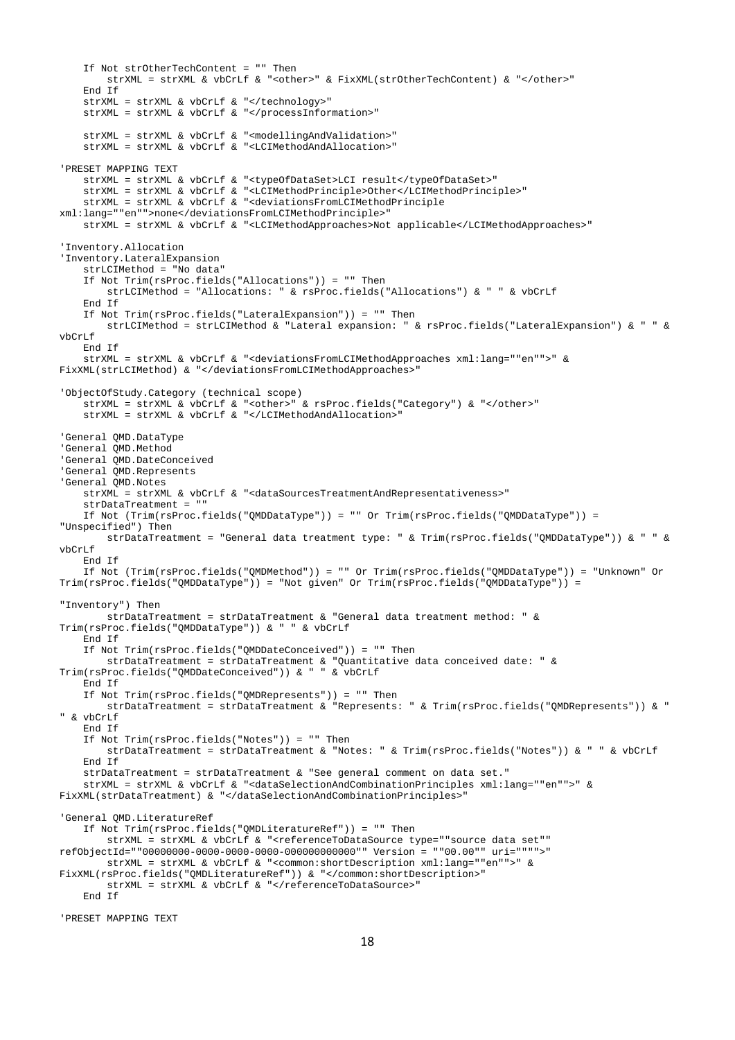```
    If Not strOtherTechContent = "" Then
        strXML = strXML & vbCrLf & "<other>" & FixXML(strOtherTechContent) & "</other>"
    End If
    strXML = strXML & vbCrLf & "</technology>"
    strXML = strXML & vbCrLf & "</processInformation>"

    strXML = strXML & vbCrLf & "<modellingAndValidation>"
    strXML = strXML & vbCrLf & "<LCIMethodAndAllocation>"

'PRESET MAPPING TEXT
    strXML = strXML & vbCrLf & "<typeOfDataSet>LCI result</typeOfDataSet>"
    strXML = strXML & vbCrLf & "<LCIMethodPrinciple>Other</LCIMethodPrinciple>"
    strXML = strXML & vbCrLf & "<deviationsFromLCIMethodPrinciple 
xml:lang=""en"">none</deviationsFromLCIMethodPrinciple>"
    strXML = strXML & vbCrLf & "<LCIMethodApproaches>Not applicable</LCIMethodApproaches>"

'Inventory.Allocation
'Inventory.LateralExpansion
    strLCIMethod = "No data"
    If Not Trim(rsProc.fields("Allocations")) = "" Then
        strLCIMethod = "Allocations: " & rsProc.fields("Allocations") & " " & vbCrLf
    End If
    If Not Trim(rsProc.fields("LateralExpansion")) = "" Then
        strLCIMethod = strLCIMethod & "Lateral expansion: " & rsProc.fields("LateralExpansion") & " " & 
vbCrLf
    End If
    strXML = strXML & vbCrLf & "<deviationsFromLCIMethodApproaches xml:lang=""en"">" & 
FixXML(strLCIMethod) & "</deviationsFromLCIMethodApproaches>"

'ObjectOfStudy.Category (technical scope)
    strXML = strXML & vbCrLf & "<other>" & rsProc.fields("Category") & "</other>"
    strXML = strXML & vbCrLf & "</LCIMethodAndAllocation>"

'General QMD.DataType
'General QMD.Method
'General QMD.DateConceived
'General QMD.Represents
'General QMD.Notes
    strXML = strXML & vbCrLf & "<dataSourcesTreatmentAndRepresentativeness>"
    strDataTreatment = ""
    If Not (Trim(rsProc.fields("QMDDataType")) = "" Or Trim(rsProc.fields("QMDDataType")) = 
"Unspecified") Then
        strDataTreatment = "General data treatment type: " & Trim(rsProc.fields("QMDDataType")) & " " & 
vbCrLf
    End If
    If Not (Trim(rsProc.fields("QMDMethod")) = "" Or Trim(rsProc.fields("QMDDataType")) = "Unknown" Or 
Trim(rsProc.fields("QMDDataType")) = "Not given" Or Trim(rsProc.fields("QMDDataType")) = 

"Inventory") Then
        strDataTreatment = strDataTreatment & "General data treatment method: " & 
Trim(rsProc.fields("QMDDataType")) & " " & vbCrLf
    End If
    If Not Trim(rsProc.fields("QMDDateConceived")) = "" Then
        strDataTreatment = strDataTreatment & "Quantitative data conceived date: " & 
Trim(rsProc.fields("QMDDateConceived")) & " " & vbCrLf
    End If
    If Not Trim(rsProc.fields("QMDRepresents")) = "" Then
        strDataTreatment = strDataTreatment & "Represents: " & Trim(rsProc.fields("QMDRepresents")) & " 
" & vbCrLf
    End If
    If Not Trim(rsProc.fields("Notes")) = "" Then
        strDataTreatment = strDataTreatment & "Notes: " & Trim(rsProc.fields("Notes")) & " " & vbCrLf
    End If
    strDataTreatment = strDataTreatment & "See general comment on data set."
    strXML = strXML & vbCrLf & "<dataSelectionAndCombinationPrinciples xml:lang=""en"">" & 
FixXML(strDataTreatment) & "</dataSelectionAndCombinationPrinciples>"

'General QMD.LiteratureRef
    If Not Trim(rsProc.fields("QMDLiteratureRef")) = "" Then
        strXML = strXML & vbCrLf & "<referenceToDataSource type=""source data set"" 
refObjectId=""00000000-0000-0000-0000-000000000000"" Version = ""00.00"" uri="""">"
        strXML = strXML & vbCrLf & "<common:shortDescription xml:lang=""en"">" & 
FixXML(rsProc.fields("QMDLiteratureRef")) & "</common:shortDescription>"
        strXML = strXML & vbCrLf & "</referenceToDataSource>"
    End If

'PRESET MAPPING TEXT
```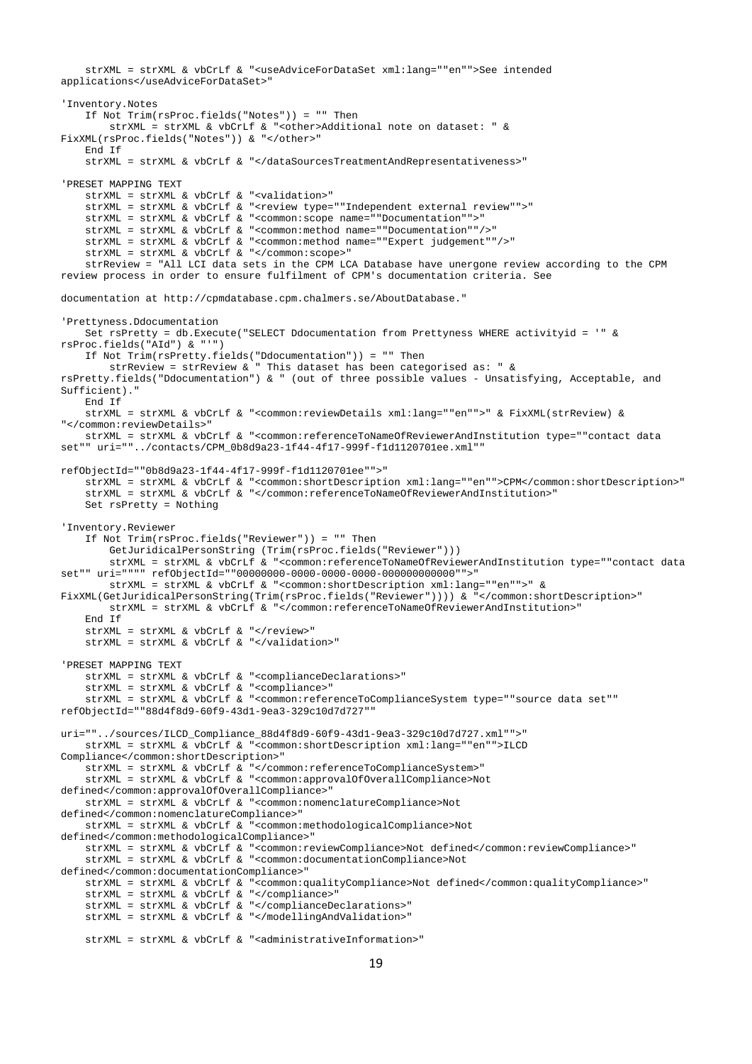```
    strXML = strXML & vbCrLf & "<useAdviceForDataSet xml:lang=""en"">See intended
applications</useAdviceForDataSet>"

'Inventory.Notes
    If Not Trim(rsProc.fields("Notes")) = "" Then
        strXML = strXML & vbCrLf & "<other>Additional note on dataset: " &
FixXML(rsProc.fields("Notes")) & "</other>"
    End If
    strXML = strXML & vbCrLf & "</dataSourcesTreatmentAndRepresentativeness>"

'PRESET MAPPING TEXT
    strXML = strXML & vbCrLf & "<validation>"
    strXML = strXML & vbCrLf & "<review type=""Independent external review"">"
    strXML = strXML & vbCrLf & "<common:scope name=""Documentation"">"
    strXML = strXML & vbCrLf & "<common:method name=""Documentation""/>"
    strXML = strXML & vbCrLf & "<common:method name=""Expert judgement""/>"
    strXML = strXML & vbCrLf & "</common:scope>"
    strReview = "All LCI data sets in the CPM LCA Database have unergone review according to the CPM
review process in order to ensure fulfilment of CPM's documentation criteria. See

documentation at http://cpmdatabase.cpm.chalmers.se/AboutDatabase."

'Prettyness.Ddocumentation
    Set rsPretty = db.Execute("SELECT Ddocumentation from Prettyness WHERE activityid = '" &
rsProc.fields("AId") & "'")
    If Not Trim(rsPretty.fields("Ddocumentation")) = "" Then
        strReview = strReview & " This dataset has been categorised as: " &
rsPretty.fields("Ddocumentation") & " (out of three possible values - Unsatisfying, Acceptable, and
Sufficient)."
    End If
    strXML = strXML & vbCrLf & "<common:reviewDetails xml:lang=""en"">" & FixXML(strReview) &
"</common:reviewDetails>"
    strXML = strXML & vbCrLf & "<common:referenceToNameOfReviewerAndInstitution type=""contact data
set"" uri=""../contacts/CPM_0b8d9a23-1f44-4f17-999f-f1d1120701ee.xml""

refObjectId=""0b8d9a23-1f44-4f17-999f-f1d1120701ee"">"
    strXML = strXML & vbCrLf & "<common:shortDescription xml:lang=""en"">CPM</common:shortDescription>"
    strXML = strXML & vbCrLf & "</common:referenceToNameOfReviewerAndInstitution>"
    Set rsPretty = Nothing

'Inventory.Reviewer
    If Not Trim(rsProc.fields("Reviewer")) = "" Then
        GetJuridicalPersonString (Trim(rsProc.fields("Reviewer")))
        strXML = strXML & vbCrLf & "<common:referenceToNameOfReviewerAndInstitution type=""contact data
set"" uri="""" refObjectId=""00000000-0000-0000-0000-000000000000"">"
        strXML = strXML & vbCrLf & "<common:shortDescription xml:lang=""en"">" &
FixXML(GetJuridicalPersonString(Trim(rsProc.fields("Reviewer")))) & "</common:shortDescription>"
        strXML = strXML & vbCrLf & "</common:referenceToNameOfReviewerAndInstitution>"
    End If
    strXML = strXML & vbCrLf & "</review>"
    strXML = strXML & vbCrLf & "</validation>"

'PRESET MAPPING TEXT
    strXML = strXML & vbCrLf & "<complianceDeclarations>"
    strXML = strXML & vbCrLf & "<compliance>"
    strXML = strXML & vbCrLf & "<common:referenceToComplianceSystem type=""source data set""
refObjectId=""88d4f8d9-60f9-43d1-9ea3-329c10d7d727""

uri=""../sources/ILCD_Compliance_88d4f8d9-60f9-43d1-9ea3-329c10d7d727.xml"">"
    strXML = strXML & vbCrLf & "<common:shortDescription xml:lang=""en"">ILCD
Compliance</common:shortDescription>"
    strXML = strXML & vbCrLf & "</common:referenceToComplianceSystem>"
    strXML = strXML & vbCrLf & "<common:approvalOfOverallCompliance>Not
defined</common:approvalOfOverallCompliance>"
    strXML = strXML & vbCrLf & "<common:nomenclatureCompliance>Not
defined</common:nomenclatureCompliance>"
    strXML = strXML & vbCrLf & "<common:methodologicalCompliance>Not
defined</common:methodologicalCompliance>"
    strXML = strXML & vbCrLf & "<common:reviewCompliance>Not defined</common:reviewCompliance>"
    strXML = strXML & vbCrLf & "<common:documentationCompliance>Not
defined</common:documentationCompliance>"
    strXML = strXML & vbCrLf & "<common:qualityCompliance>Not defined</common:qualityCompliance>"
    strXML = strXML & vbCrLf & "</compliance>"
    strXML = strXML & vbCrLf & "</complianceDeclarations>"
    strXML = strXML & vbCrLf & "</modellingAndValidation>"

    strXML = strXML & vbCrLf & "<administrativeInformation>"
```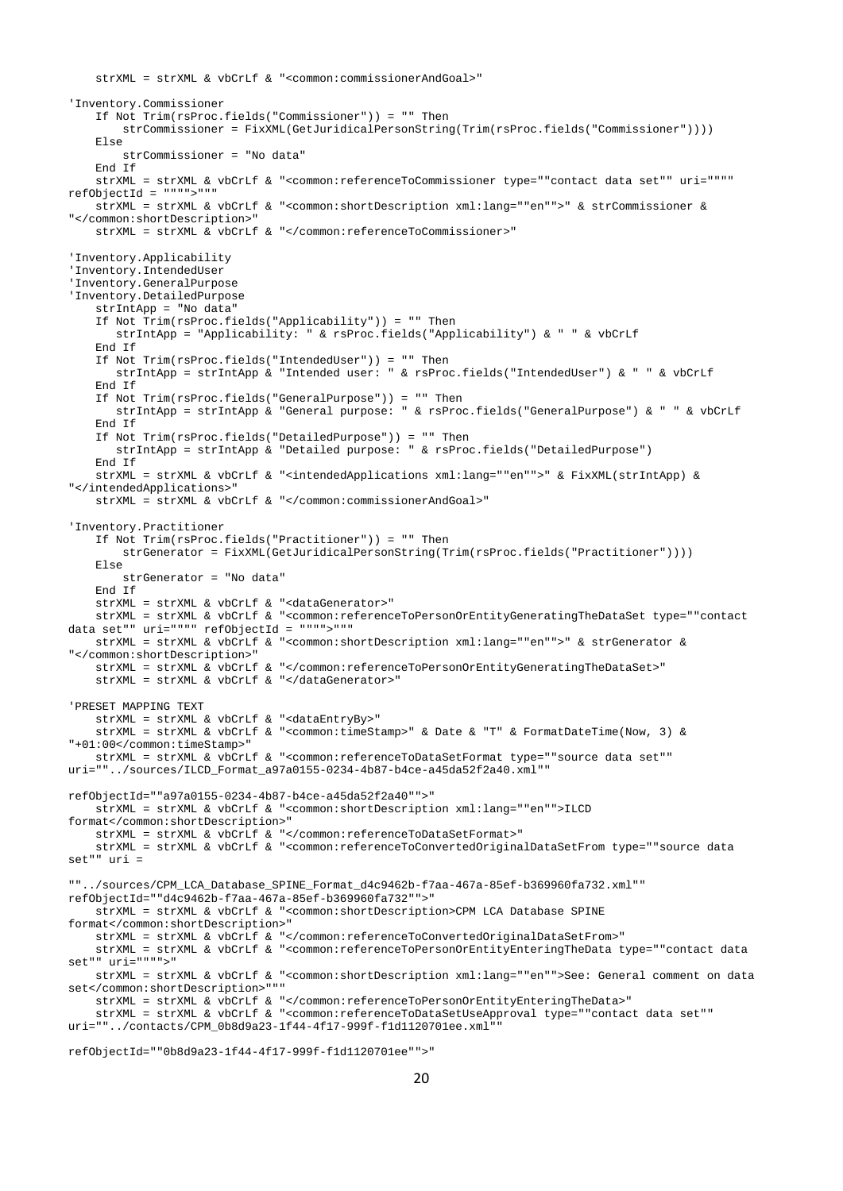```
    strXML = strXML & vbCrLf & "<common:commissionerAndGoal>"

'Inventory.Commissioner
    If Not Trim(rsProc.fields("Commissioner")) = "" Then
        strCommissioner = FixXML(GetJuridicalPersonString(Trim(rsProc.fields("Commissioner"))))
    Else
        strCommissioner = "No data"
    End If
    strXML = strXML & vbCrLf & "<common:referenceToCommissioner type=""contact data set"" uri="""" 
refObjectId = """">"""
    strXML = strXML & vbCrLf & "<common:shortDescription xml:lang=""en"">" & strCommissioner & 
"</common:shortDescription>"
    strXML = strXML & vbCrLf & "</common:referenceToCommissioner>"

'Inventory.Applicability
'Inventory.IntendedUser
'Inventory.GeneralPurpose
'Inventory.DetailedPurpose
    strIntApp = "No data"
    If Not Trim(rsProc.fields("Applicability")) = "" Then
       strIntApp = "Applicability: " & rsProc.fields("Applicability") & " " & vbCrLf
    End If
    If Not Trim(rsProc.fields("IntendedUser")) = "" Then
       strIntApp = strIntApp & "Intended user: " & rsProc.fields("IntendedUser") & " " & vbCrLf
    End If
    If Not Trim(rsProc.fields("GeneralPurpose")) = "" Then
       strIntApp = strIntApp & "General purpose: " & rsProc.fields("GeneralPurpose") & " " & vbCrLf
    End If
    If Not Trim(rsProc.fields("DetailedPurpose")) = "" Then
       strIntApp = strIntApp & "Detailed purpose: " & rsProc.fields("DetailedPurpose")
    End If
    strXML = strXML & vbCrLf & "<intendedApplications xml:lang=""en"">" & FixXML(strIntApp) & 
"</intendedApplications>"
    strXML = strXML & vbCrLf & "</common:commissionerAndGoal>"

'Inventory.Practitioner
    If Not Trim(rsProc.fields("Practitioner")) = "" Then
        strGenerator = FixXML(GetJuridicalPersonString(Trim(rsProc.fields("Practitioner"))))
    Else
        strGenerator = "No data"
    End If
    strXML = strXML & vbCrLf & "<dataGenerator>"
    strXML = strXML & vbCrLf & "<common:referenceToPersonOrEntityGeneratingTheDataSet type=""contact 
data set"" uri="""" refObjectId = """">"""
    strXML = strXML & vbCrLf & "<common:shortDescription xml:lang=""en"">" & strGenerator & 
"</common:shortDescription>"
    strXML = strXML & vbCrLf & "</common:referenceToPersonOrEntityGeneratingTheDataSet>"
    strXML = strXML & vbCrLf & "</dataGenerator>"

'PRESET MAPPING TEXT
    strXML = strXML & vbCrLf & "<dataEntryBy>"
    strXML = strXML & vbCrLf & "<common:timeStamp>" & Date & "T" & FormatDateTime(Now, 3) & 
"+01:00</common:timeStamp>"
    strXML = strXML & vbCrLf & "<common:referenceToDataSetFormat type=""source data set"" 
uri=""../sources/ILCD_Format_a97a0155-0234-4b87-b4ce-a45da52f2a40.xml""

refObjectId=""a97a0155-0234-4b87-b4ce-a45da52f2a40"">"
    strXML = strXML & vbCrLf & "<common:shortDescription xml:lang=""en"">ILCD 
format</common:shortDescription>"
    strXML = strXML & vbCrLf & "</common:referenceToDataSetFormat>"
    strXML = strXML & vbCrLf & "<common:referenceToConvertedOriginalDataSetFrom type=""source data 
set"" uri =

""../sources/CPM_LCA_Database_SPINE_Format_d4c9462b-f7aa-467a-85ef-b369960fa732.xml"" 
refObjectId=""d4c9462b-f7aa-467a-85ef-b369960fa732"">"
    strXML = strXML & vbCrLf & "<common:shortDescription>CPM LCA Database SPINE 
format</common:shortDescription>"
    strXML = strXML & vbCrLf & "</common:referenceToConvertedOriginalDataSetFrom>"
    strXML = strXML & vbCrLf & "<common:referenceToPersonOrEntityEnteringTheData type=""contact data 
set"" uri="""">"
    strXML = strXML & vbCrLf & "<common:shortDescription xml:lang=""en"">See: General comment on data 
set</common:shortDescription>"""
    strXML = strXML & vbCrLf & "</common:referenceToPersonOrEntityEnteringTheData>"
    strXML = strXML & vbCrLf & "<common:referenceToDataSetUseApproval type=""contact data set"" 
uri=""../contacts/CPM_0b8d9a23-1f44-4f17-999f-f1d1120701ee.xml""

refObjectId=""0b8d9a23-1f44-4f17-999f-f1d1120701ee"">"
```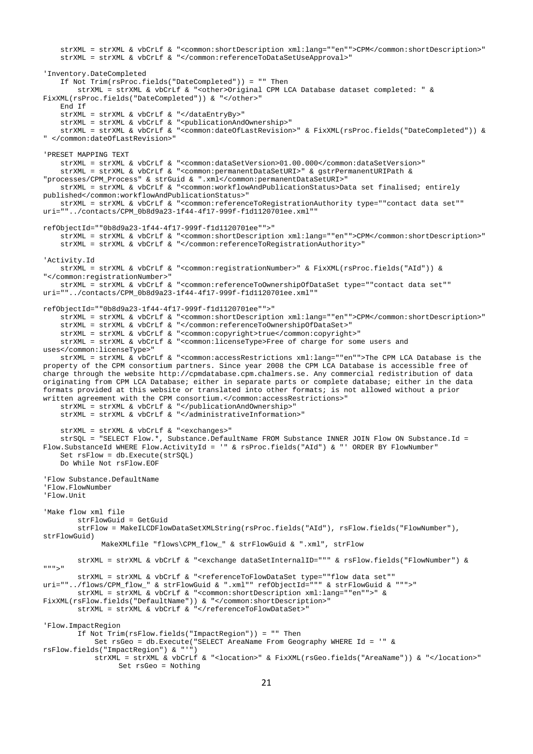```
    strXML = strXML & vbCrLf & "<common:shortDescription xml:lang=""en"">CPM</common:shortDescription>"
    strXML = strXML & vbCrLf & "</common:referenceToDataSetUseApproval>"

'Inventory.DateCompleted
    If Not Trim(rsProc.fields("DateCompleted")) = "" Then
        strXML = strXML & vbCrLf & "<other>Original CPM LCA Database dataset completed: " &
FixXML(rsProc.fields("DateCompleted")) & "</other>"
    End If
    strXML = strXML & vbCrLf & "</dataEntryBy>"
    strXML = strXML & vbCrLf & "<publicationAndOwnership>"
    strXML = strXML & vbCrLf & "<common:dateOfLastRevision>" & FixXML(rsProc.fields("DateCompleted")) &
" </common:dateOfLastRevision>"

'PRESET MAPPING TEXT
    strXML = strXML & vbCrLf & "<common:dataSetVersion>01.00.000</common:dataSetVersion>"
    strXML = strXML & vbCrLf & "<common:permanentDataSetURI>" & gstrPermanentURIPath &
"processes/CPM_Process" & strGuid & ".xml</common:permanentDataSetURI>"
    strXML = strXML & vbCrLf & "<common:workflowAndPublicationStatus>Data set finalised; entirely
published</common:workflowAndPublicationStatus>"
    strXML = strXML & vbCrLf & "<common:referenceToRegistrationAuthority type=""contact data set""
uri=""../contacts/CPM_0b8d9a23-1f44-4f17-999f-f1d1120701ee.xml""

refObjectId=""0b8d9a23-1f44-4f17-999f-f1d1120701ee"">"
    strXML = strXML & vbCrLf & "<common:shortDescription xml:lang=""en"">CPM</common:shortDescription>"
    strXML = strXML & vbCrLf & "</common:referenceToRegistrationAuthority>"

'Activity.Id
    strXML = strXML & vbCrLf & "<common:registrationNumber>" & FixXML(rsProc.fields("AId")) &
"</common:registrationNumber>"
    strXML = strXML & vbCrLf & "<common:referenceToOwnershipOfDataSet type=""contact data set""
uri=""../contacts/CPM_0b8d9a23-1f44-4f17-999f-f1d1120701ee.xml""

refObjectId=""0b8d9a23-1f44-4f17-999f-f1d1120701ee"">"
    strXML = strXML & vbCrLf & "<common:shortDescription xml:lang=""en"">CPM</common:shortDescription>"
    strXML = strXML & vbCrLf & "</common:referenceToOwnershipOfDataSet>"
    strXML = strXML & vbCrLf & "<common:copyright>true</common:copyright>"
    strXML = strXML & vbCrLf & "<common:licenseType>Free of charge for some users and
uses</common:licenseType>"
    strXML = strXML & vbCrLf & "<common:accessRestrictions xml:lang=""en"">The CPM LCA Database is the
property of the CPM consortium partners. Since year 2008 the CPM LCA Database is accessible free of
charge through the website http://cpmdatabase.cpm.chalmers.se. Any commercial redistribution of data
originating from CPM LCA Database; either in separate parts or complete database; either in the data
formats provided at this website or translated into other formats; is not allowed without a prior
written agreement with the CPM consortium.</common:accessRestrictions>"
    strXML = strXML & vbCrLf & "</publicationAndOwnership>"
    strXML = strXML & vbCrLf & "</administrativeInformation>"

    strXML = strXML & vbCrLf & "<exchanges>"
    strSQL = "SELECT Flow.*, Substance.DefaultName FROM Substance INNER JOIN Flow ON Substance.Id =
Flow.SubstanceId WHERE Flow.ActivityId = '" & rsProc.fields("AId") & "' ORDER BY FlowNumber"
    Set rsFlow = db.Execute(strSQL)
    Do While Not rsFlow.EOF

'Flow Substance.DefaultName
'Flow.FlowNumber
'Flow.Unit

'Make flow xml file
        strFlowGuid = GetGuid
        strFlow = MakeILCDFlowDataSetXMLString(rsProc.fields("AId"), rsFlow.fields("FlowNumber"),
strFlowGuid)
            MakeXMLfile "flows\CPM_flow_" & strFlowGuid & ".xml", strFlow

        strXML = strXML & vbCrLf & "<exchange dataSetInternalID=""" & rsFlow.fields("FlowNumber") &
""">"
        strXML = strXML & vbCrLf & "<referenceToFlowDataSet type=""flow data set""
uri=""../flows/CPM_flow_" & strFlowGuid & ".xml"" refObjectId=""" & strFlowGuid & """>"
        strXML = strXML & vbCrLf & "<common:shortDescription xml:lang=""en"">" &
FixXML(rsFlow.fields("DefaultName")) & "</common:shortDescription>"
        strXML = strXML & vbCrLf & "</referenceToFlowDataSet>"

'Flow.ImpactRegion
        If Not Trim(rsFlow.fields("ImpactRegion")) = "" Then
            Set rsGeo = db.Execute("SELECT AreaName From Geography WHERE Id = '" &
rsFlow.fields("ImpactRegion") & "'")
            strXML = strXML & vbCrLf & "<location>" & FixXML(rsGeo.fields("AreaName")) & "</location>"
                Set rsGeo = Nothing
```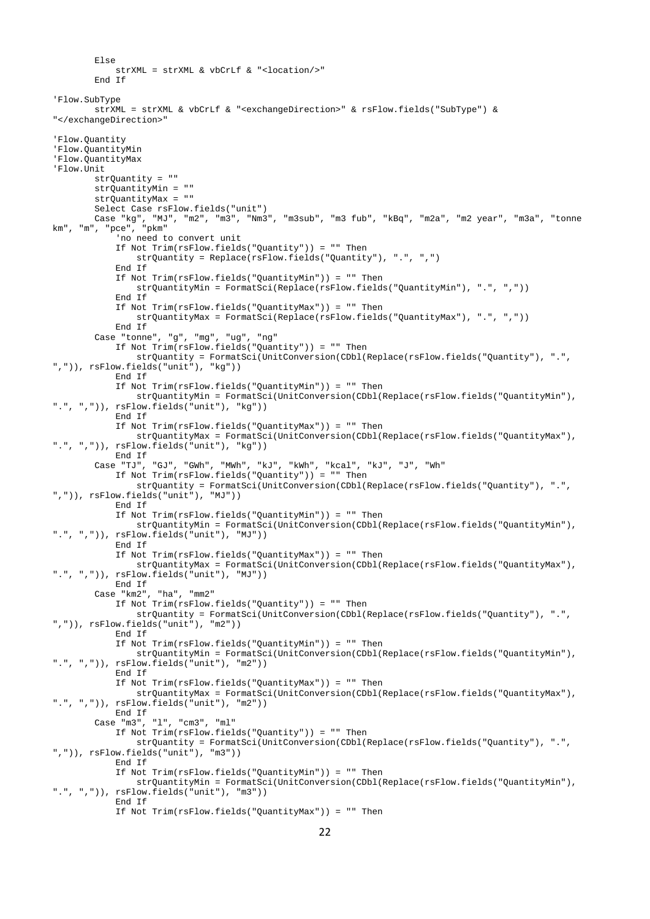```
        Else
            strXML = strXML & vbCrLf & "<location/>"
        End If

'Flow.SubType
        strXML = strXML & vbCrLf & "<exchangeDirection>" & rsFlow.fields("SubType") &
"</exchangeDirection>"

'Flow.Quantity
'Flow.QuantityMin
'Flow.QuantityMax
'Flow.Unit
        strQuantity = ""
        strQuantityMin = ""
        strQuantityMax = ""
        Select Case rsFlow.fields("unit")
        Case "kg", "MJ", "m2", "m3", "Nm3", "m3sub", "m3 fub", "kBq", "m2a", "m2 year", "m3a", "tonne
km", "m", "pce", "pkm"
            'no need to convert unit
            If Not Trim(rsFlow.fields("Quantity")) = "" Then
                strQuantity = Replace(rsFlow.fields("Quantity"), ".", ",")
            End If
            If Not Trim(rsFlow.fields("QuantityMin")) = "" Then
                strQuantityMin = FormatSci(Replace(rsFlow.fields("QuantityMin"), ".", ","))
            End If
            If Not Trim(rsFlow.fields("QuantityMax")) = "" Then
                strQuantityMax = FormatSci(Replace(rsFlow.fields("QuantityMax"), ".", ","))
            End If
        Case "tonne", "g", "mg", "ug", "ng"
            If Not Trim(rsFlow.fields("Quantity")) = "" Then
                strQuantity = FormatSci(UnitConversion(CDbl(Replace(rsFlow.fields("Quantity"), ".",
",")), rsFlow.fields("unit"), "kg"))
            End If
            If Not Trim(rsFlow.fields("QuantityMin")) = "" Then
                strQuantityMin = FormatSci(UnitConversion(CDbl(Replace(rsFlow.fields("QuantityMin"),
".", ",")), rsFlow.fields("unit"), "kg"))
            End If
            If Not Trim(rsFlow.fields("QuantityMax")) = "" Then
                strQuantityMax = FormatSci(UnitConversion(CDbl(Replace(rsFlow.fields("QuantityMax"),
".", ",")), rsFlow.fields("unit"), "kg"))
            End If
        Case "TJ", "GJ", "GWh", "MWh", "kJ", "kWh", "kcal", "kJ", "J", "Wh"
            If Not Trim(rsFlow.fields("Quantity")) = "" Then
                strQuantity = FormatSci(UnitConversion(CDbl(Replace(rsFlow.fields("Quantity"), ".",
",")), rsFlow.fields("unit"), "MJ"))
            End If
            If Not Trim(rsFlow.fields("QuantityMin")) = "" Then
                strQuantityMin = FormatSci(UnitConversion(CDbl(Replace(rsFlow.fields("QuantityMin"),
".", ",")), rsFlow.fields("unit"), "MJ"))
            End If
            If Not Trim(rsFlow.fields("QuantityMax")) = "" Then
                strQuantityMax = FormatSci(UnitConversion(CDbl(Replace(rsFlow.fields("QuantityMax"),
".", ",")), rsFlow.fields("unit"), "MJ"))
            End If
        Case "km2", "ha", "mm2"
            If Not Trim(rsFlow.fields("Quantity")) = "" Then
                strQuantity = FormatSci(UnitConversion(CDbl(Replace(rsFlow.fields("Quantity"), ".",
",")), rsFlow.fields("unit"), "m2"))
            End If
            If Not Trim(rsFlow.fields("QuantityMin")) = "" Then
                strQuantityMin = FormatSci(UnitConversion(CDbl(Replace(rsFlow.fields("QuantityMin"),
".", ",")), rsFlow.fields("unit"), "m2"))
            End If
            If Not Trim(rsFlow.fields("QuantityMax")) = "" Then
                strQuantityMax = FormatSci(UnitConversion(CDbl(Replace(rsFlow.fields("QuantityMax"),
".", ",")), rsFlow.fields("unit"), "m2"))
            End If
        Case "m3", "l", "cm3", "ml"
            If Not Trim(rsFlow.fields("Quantity")) = "" Then
                strQuantity = FormatSci(UnitConversion(CDbl(Replace(rsFlow.fields("Quantity"), ".",
",")), rsFlow.fields("unit"), "m3"))
            End If
            If Not Trim(rsFlow.fields("QuantityMin")) = "" Then
                strQuantityMin = FormatSci(UnitConversion(CDbl(Replace(rsFlow.fields("QuantityMin"),
".", ",")), rsFlow.fields("unit"), "m3"))
            End If
            If Not Trim(rsFlow.fields("QuantityMax")) = "" Then
```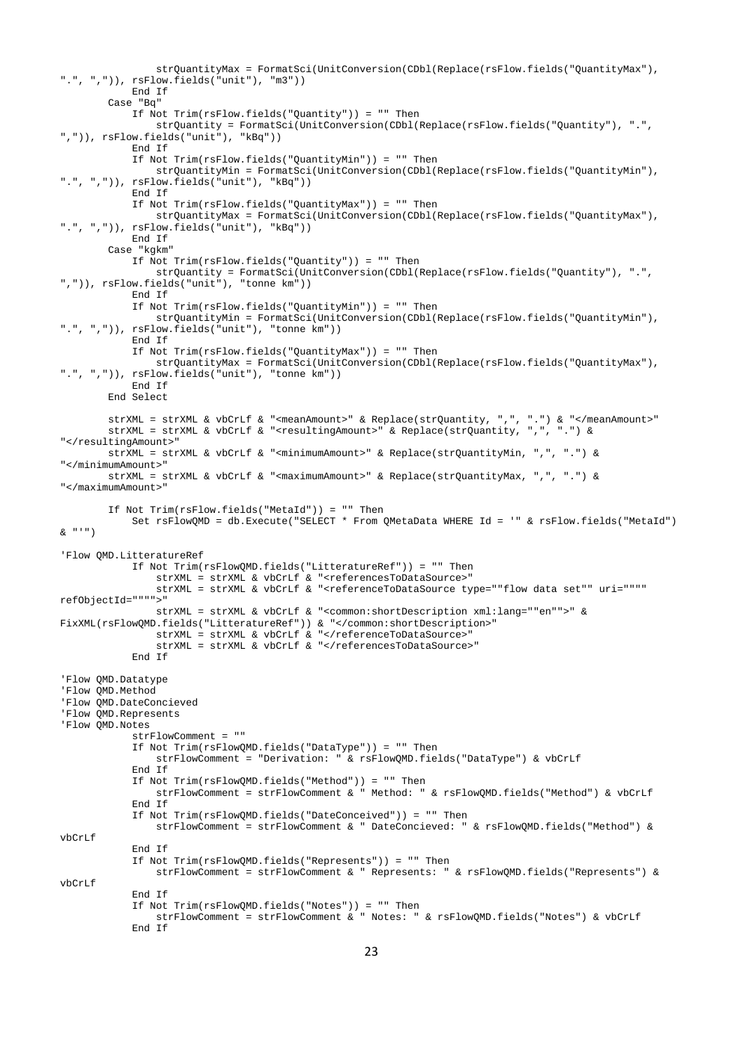```
                strQuantityMax = FormatSci(UnitConversion(CDbl(Replace(rsFlow.fields("QuantityMax"),
".", ",")), rsFlow.fields("unit"), "m3"))
            End If
        Case "Bq"
            If Not Trim(rsFlow.fields("Quantity")) = "" Then
                strQuantity = FormatSci(UnitConversion(CDbl(Replace(rsFlow.fields("Quantity"), ".",
",")), rsFlow.fields("unit"), "kBq"))
            End If
            If Not Trim(rsFlow.fields("QuantityMin")) = "" Then
                strQuantityMin = FormatSci(UnitConversion(CDbl(Replace(rsFlow.fields("QuantityMin"),
".", ",")), rsFlow.fields("unit"), "kBq"))
            End If
            If Not Trim(rsFlow.fields("QuantityMax")) = "" Then
                strQuantityMax = FormatSci(UnitConversion(CDbl(Replace(rsFlow.fields("QuantityMax"),
".", ",")), rsFlow.fields("unit"), "kBq"))
            End If
        Case "kgkm"
            If Not Trim(rsFlow.fields("Quantity")) = "" Then
                strQuantity = FormatSci(UnitConversion(CDbl(Replace(rsFlow.fields("Quantity"), ".",
",")), rsFlow.fields("unit"), "tonne km"))
            End If
            If Not Trim(rsFlow.fields("QuantityMin")) = "" Then
                strQuantityMin = FormatSci(UnitConversion(CDbl(Replace(rsFlow.fields("QuantityMin"),
".", ",")), rsFlow.fields("unit"), "tonne km"))
            End If
            If Not Trim(rsFlow.fields("QuantityMax")) = "" Then
                strQuantityMax = FormatSci(UnitConversion(CDbl(Replace(rsFlow.fields("QuantityMax"),
".", ",")), rsFlow.fields("unit"), "tonne km"))
            End If
        End Select

        strXML = strXML & vbCrLf & "<meanAmount>" & Replace(strQuantity, ",", ".") & "</meanAmount>"
        strXML = strXML & vbCrLf & "<resultingAmount>" & Replace(strQuantity, ",", ".") &
"</resultingAmount>"
        strXML = strXML & vbCrLf & "<minimumAmount>" & Replace(strQuantityMin, ",", ".") &
"</minimumAmount>"
        strXML = strXML & vbCrLf & "<maximumAmount>" & Replace(strQuantityMax, ",", ".") &
"</maximumAmount>"

        If Not Trim(rsFlow.fields("MetaId")) = "" Then
            Set rsFlowQMD = db.Execute("SELECT * From QMetaData WHERE Id = '" & rsFlow.fields("MetaId")
& "'")

'Flow QMD.LitteratureRef
            If Not Trim(rsFlowQMD.fields("LitteratureRef")) = "" Then
                strXML = strXML & vbCrLf & "<referencesToDataSource>"
                strXML = strXML & vbCrLf & "<referenceToDataSource type=""flow data set"" uri=""""
refObjectId="""">"
                strXML = strXML & vbCrLf & "<common:shortDescription xml:lang=""en"">" &
FixXML(rsFlowQMD.fields("LitteratureRef")) & "</common:shortDescription>"
                strXML = strXML & vbCrLf & "</referenceToDataSource>"
                strXML = strXML & vbCrLf & "</referencesToDataSource>"
            End If

'Flow QMD.Datatype
'Flow QMD.Method
'Flow QMD.DateConcieved
'Flow QMD.Represents
'Flow QMD.Notes
            strFlowComment = ""
            If Not Trim(rsFlowQMD.fields("DataType")) = "" Then
                strFlowComment = "Derivation: " & rsFlowQMD.fields("DataType") & vbCrLf
            End If
            If Not Trim(rsFlowQMD.fields("Method")) = "" Then
                strFlowComment = strFlowComment & " Method: " & rsFlowQMD.fields("Method") & vbCrLf
            End If
            If Not Trim(rsFlowQMD.fields("DateConceived")) = "" Then
                strFlowComment = strFlowComment & " DateConcieved: " & rsFlowQMD.fields("Method") &
vbCrLf
            End If
            If Not Trim(rsFlowQMD.fields("Represents")) = "" Then
                strFlowComment = strFlowComment & " Represents: " & rsFlowQMD.fields("Represents") &
vbCrLf
            End If
            If Not Trim(rsFlowQMD.fields("Notes")) = "" Then
                strFlowComment = strFlowComment & " Notes: " & rsFlowQMD.fields("Notes") & vbCrLf
            End If
```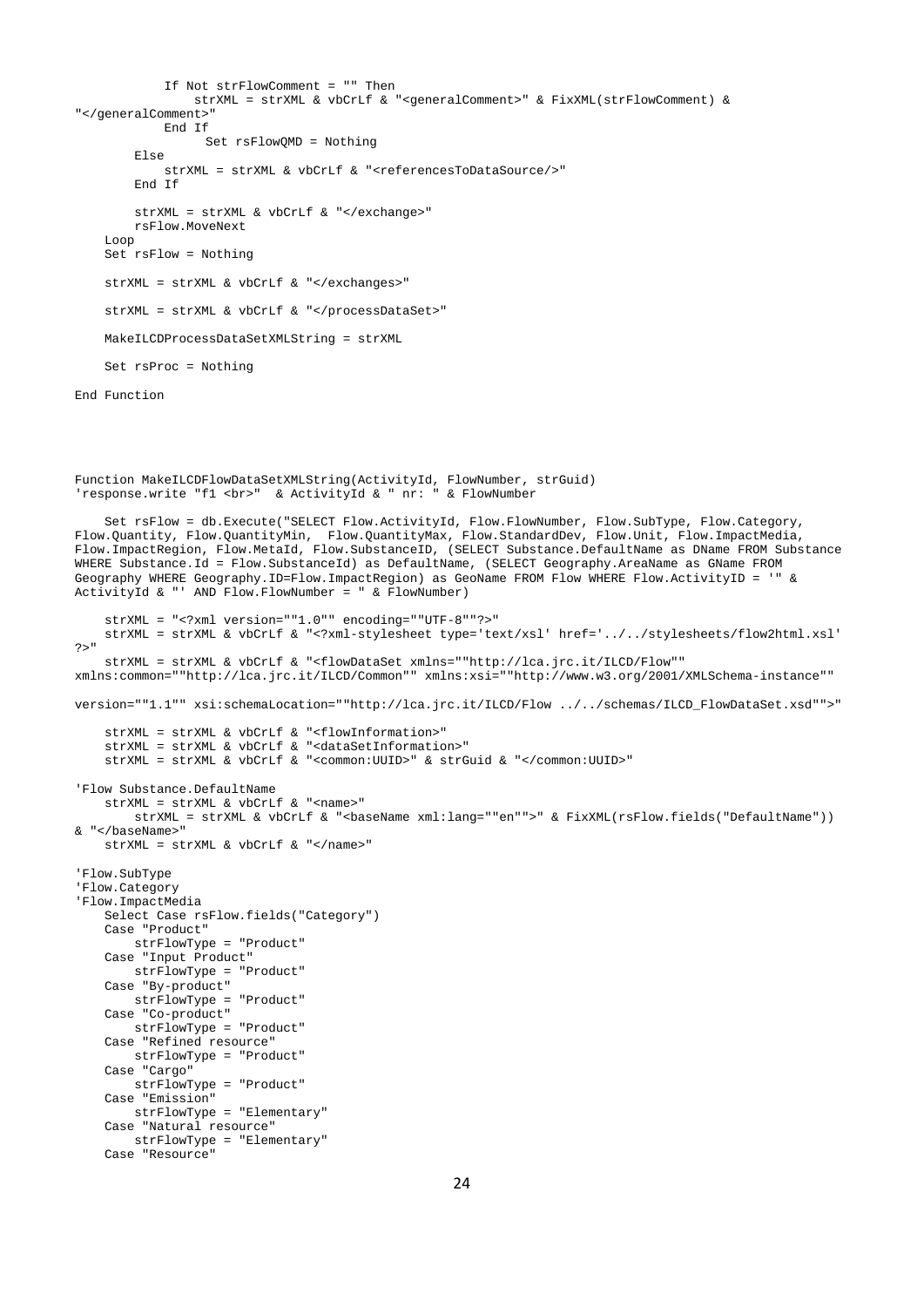```
            If Not strFlowComment = "" Then
                strXML = strXML & vbCrLf & "<generalComment>" & FixXML(strFlowComment) &
"</generalComment>"
            End If
                 Set rsFlowQMD = Nothing
        Else
            strXML = strXML & vbCrLf & "<referencesToDataSource/>"
        End If

        strXML = strXML & vbCrLf & "</exchange>"
        rsFlow.MoveNext
    Loop
    Set rsFlow = Nothing

    strXML = strXML & vbCrLf & "</exchanges>"

    strXML = strXML & vbCrLf & "</processDataSet>"

    MakeILCDProcessDataSetXMLString = strXML

    Set rsProc = Nothing

End Function




Function MakeILCDFlowDataSetXMLString(ActivityId, FlowNumber, strGuid)
'response.write "f1 <br>"  & ActivityId & " nr: " & FlowNumber

    Set rsFlow = db.Execute("SELECT Flow.ActivityId, Flow.FlowNumber, Flow.SubType, Flow.Category,
Flow.Quantity, Flow.QuantityMin,  Flow.QuantityMax, Flow.StandardDev, Flow.Unit, Flow.ImpactMedia,
Flow.ImpactRegion, Flow.MetaId, Flow.SubstanceID, (SELECT Substance.DefaultName as DName FROM Substance
WHERE Substance.Id = Flow.SubstanceId) as DefaultName, (SELECT Geography.AreaName as GName FROM
Geography WHERE Geography.ID=Flow.ImpactRegion) as GeoName FROM Flow WHERE Flow.ActivityID = '" &
ActivityId & "' AND Flow.FlowNumber = " & FlowNumber)

    strXML = "<?xml version=""1.0"" encoding=""UTF-8""?>"
    strXML = strXML & vbCrLf & "<?xml-stylesheet type='text/xsl' href='../../stylesheets/flow2html.xsl'
?>"
    strXML = strXML & vbCrLf & "<flowDataSet xmlns=""http://lca.jrc.it/ILCD/Flow""
xmlns:common=""http://lca.jrc.it/ILCD/Common"" xmlns:xsi=""http://www.w3.org/2001/XMLSchema-instance""

version=""1.1"" xsi:schemaLocation=""http://lca.jrc.it/ILCD/Flow ../../schemas/ILCD_FlowDataSet.xsd"">"

    strXML = strXML & vbCrLf & "<flowInformation>"
    strXML = strXML & vbCrLf & "<dataSetInformation>"
    strXML = strXML & vbCrLf & "<common:UUID>" & strGuid & "</common:UUID>"

'Flow Substance.DefaultName
    strXML = strXML & vbCrLf & "<name>"
        strXML = strXML & vbCrLf & "<baseName xml:lang=""en"">" & FixXML(rsFlow.fields("DefaultName"))
& "</baseName>"
    strXML = strXML & vbCrLf & "</name>"

'Flow.SubType
'Flow.Category
'Flow.ImpactMedia
    Select Case rsFlow.fields("Category")
    Case "Product"
        strFlowType = "Product"
    Case "Input Product"
        strFlowType = "Product"
    Case "By-product"
        strFlowType = "Product"
    Case "Co-product"
        strFlowType = "Product"
    Case "Refined resource"
        strFlowType = "Product"
    Case "Cargo"
        strFlowType = "Product"
    Case "Emission"
        strFlowType = "Elementary"
    Case "Natural resource"
        strFlowType = "Elementary"
    Case "Resource"
```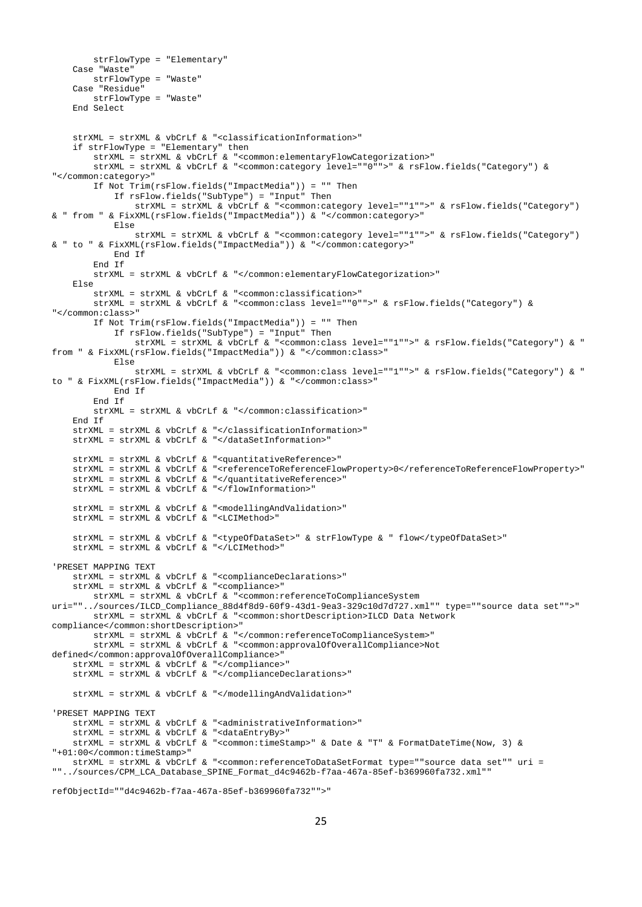```
        strFlowType = "Elementary"
    Case "Waste"
        strFlowType = "Waste"
    Case "Residue"
        strFlowType = "Waste"
    End Select


    strXML = strXML & vbCrLf & "<classificationInformation>"
    if strFlowType = "Elementary" then
        strXML = strXML & vbCrLf & "<common:elementaryFlowCategorization>"
        strXML = strXML & vbCrLf & "<common:category level=""0"">" & rsFlow.fields("Category") &
"</common:category>"
        If Not Trim(rsFlow.fields("ImpactMedia")) = "" Then
            If rsFlow.fields("SubType") = "Input" Then
                strXML = strXML & vbCrLf & "<common:category level=""1"">" & rsFlow.fields("Category")
& " from " & FixXML(rsFlow.fields("ImpactMedia")) & "</common:category>"
            Else
                strXML = strXML & vbCrLf & "<common:category level=""1"">" & rsFlow.fields("Category")
& " to " & FixXML(rsFlow.fields("ImpactMedia")) & "</common:category>"
            End If
        End If
        strXML = strXML & vbCrLf & "</common:elementaryFlowCategorization>"
    Else
        strXML = strXML & vbCrLf & "<common:classification>"
        strXML = strXML & vbCrLf & "<common:class level=""0"">" & rsFlow.fields("Category") &
"</common:class>"
        If Not Trim(rsFlow.fields("ImpactMedia")) = "" Then
            If rsFlow.fields("SubType") = "Input" Then
                strXML = strXML & vbCrLf & "<common:class level=""1"">" & rsFlow.fields("Category") & "
from " & FixXML(rsFlow.fields("ImpactMedia")) & "</common:class>"
            Else
                strXML = strXML & vbCrLf & "<common:class level=""1"">" & rsFlow.fields("Category") & "
to " & FixXML(rsFlow.fields("ImpactMedia")) & "</common:class>"
            End If
        End If
        strXML = strXML & vbCrLf & "</common:classification>"
    End If
    strXML = strXML & vbCrLf & "</classificationInformation>"
    strXML = strXML & vbCrLf & "</dataSetInformation>"

    strXML = strXML & vbCrLf & "<quantitativeReference>"
    strXML = strXML & vbCrLf & "<referenceToReferenceFlowProperty>0</referenceToReferenceFlowProperty>"
    strXML = strXML & vbCrLf & "</quantitativeReference>"
    strXML = strXML & vbCrLf & "</flowInformation>"

    strXML = strXML & vbCrLf & "<modellingAndValidation>"
    strXML = strXML & vbCrLf & "<LCIMethod>"

    strXML = strXML & vbCrLf & "<typeOfDataSet>" & strFlowType & " flow</typeOfDataSet>"
    strXML = strXML & vbCrLf & "</LCIMethod>"

'PRESET MAPPING TEXT
    strXML = strXML & vbCrLf & "<complianceDeclarations>"
    strXML = strXML & vbCrLf & "<compliance>"
        strXML = strXML & vbCrLf & "<common:referenceToComplianceSystem
uri=""../sources/ILCD_Compliance_88d4f8d9-60f9-43d1-9ea3-329c10d7d727.xml"" type=""source data set"">"
        strXML = strXML & vbCrLf & "<common:shortDescription>ILCD Data Network
compliance</common:shortDescription>"
        strXML = strXML & vbCrLf & "</common:referenceToComplianceSystem>"
        strXML = strXML & vbCrLf & "<common:approvalOfOverallCompliance>Not
defined</common:approvalOfOverallCompliance>"
    strXML = strXML & vbCrLf & "</compliance>"
    strXML = strXML & vbCrLf & "</complianceDeclarations>"

    strXML = strXML & vbCrLf & "</modellingAndValidation>"

'PRESET MAPPING TEXT
    strXML = strXML & vbCrLf & "<administrativeInformation>"
    strXML = strXML & vbCrLf & "<dataEntryBy>"
    strXML = strXML & vbCrLf & "<common:timeStamp>" & Date & "T" & FormatDateTime(Now, 3) &
"+01:00</common:timeStamp>"
    strXML = strXML & vbCrLf & "<common:referenceToDataSetFormat type=""source data set"" uri =
""../sources/CPM_LCA_Database_SPINE_Format_d4c9462b-f7aa-467a-85ef-b369960fa732.xml""

refObjectId=""d4c9462b-f7aa-467a-85ef-b369960fa732"">"
```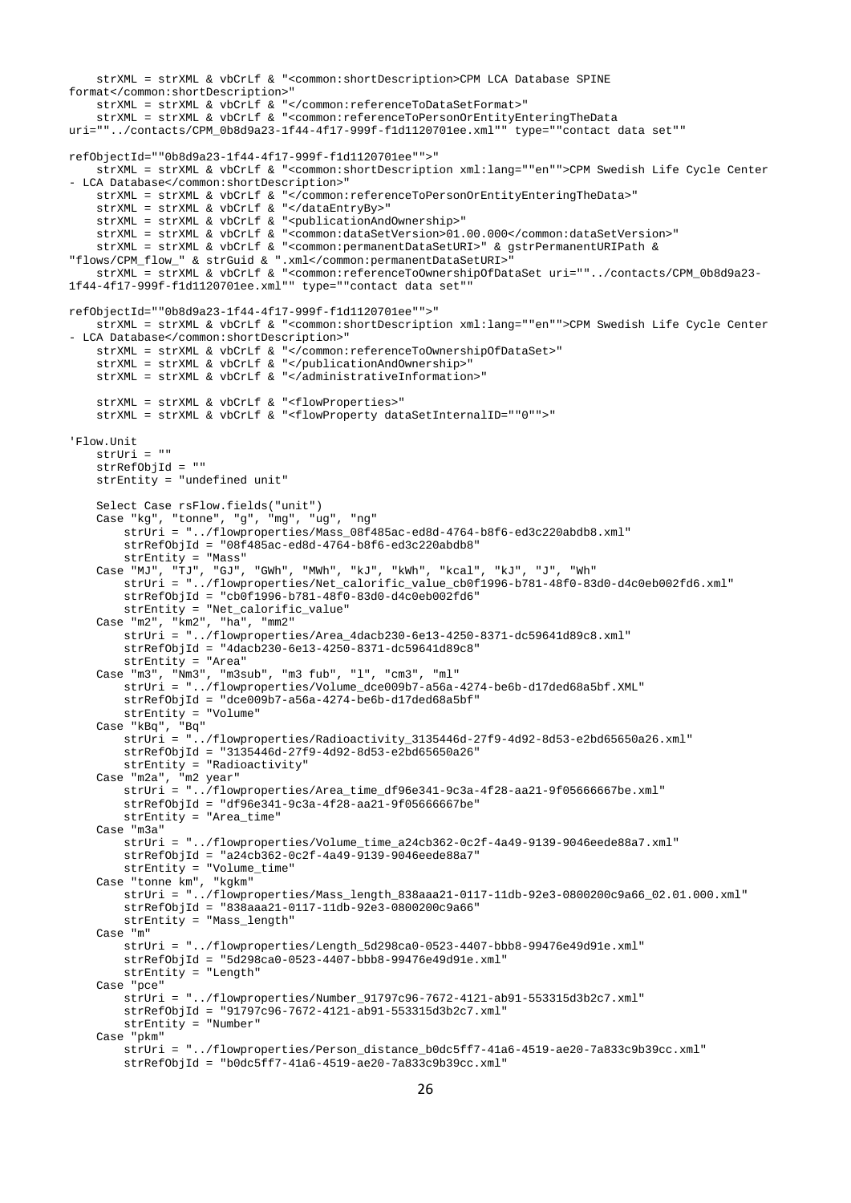```
    strXML = strXML & vbCrLf & "<common:shortDescription>CPM LCA Database SPINE
format</common:shortDescription>"
    strXML = strXML & vbCrLf & "</common:referenceToDataSetFormat>"
    strXML = strXML & vbCrLf & "<common:referenceToPersonOrEntityEnteringTheData
uri=""../contacts/CPM_0b8d9a23-1f44-4f17-999f-f1d1120701ee.xml"" type=""contact data set""

refObjectId=""0b8d9a23-1f44-4f17-999f-f1d1120701ee"">"
    strXML = strXML & vbCrLf & "<common:shortDescription xml:lang=""en"">CPM Swedish Life Cycle Center
- LCA Database</common:shortDescription>"
    strXML = strXML & vbCrLf & "</common:referenceToPersonOrEntityEnteringTheData>"
    strXML = strXML & vbCrLf & "</dataEntryBy>"
    strXML = strXML & vbCrLf & "<publicationAndOwnership>"
    strXML = strXML & vbCrLf & "<common:dataSetVersion>01.00.000</common:dataSetVersion>"
    strXML = strXML & vbCrLf & "<common:permanentDataSetURI>" & gstrPermanentURIPath &
"flows/CPM_flow_" & strGuid & ".xml</common:permanentDataSetURI>"
    strXML = strXML & vbCrLf & "<common:referenceToOwnershipOfDataSet uri=""../contacts/CPM_0b8d9a23-
1f44-4f17-999f-f1d1120701ee.xml"" type=""contact data set""

refObjectId=""0b8d9a23-1f44-4f17-999f-f1d1120701ee"">"
    strXML = strXML & vbCrLf & "<common:shortDescription xml:lang=""en"">CPM Swedish Life Cycle Center
- LCA Database</common:shortDescription>"
    strXML = strXML & vbCrLf & "</common:referenceToOwnershipOfDataSet>"
    strXML = strXML & vbCrLf & "</publicationAndOwnership>"
    strXML = strXML & vbCrLf & "</administrativeInformation>"

    strXML = strXML & vbCrLf & "<flowProperties>"
    strXML = strXML & vbCrLf & "<flowProperty dataSetInternalID=""0"">"

'Flow.Unit
    strUri = ""
    strRefObjId = ""
    strEntity = "undefined unit"

    Select Case rsFlow.fields("unit")
    Case "kg", "tonne", "g", "mg", "ug", "ng"
        strUri = "../flowproperties/Mass_08f485ac-ed8d-4764-b8f6-ed3c220abdb8.xml"
        strRefObjId = "08f485ac-ed8d-4764-b8f6-ed3c220abdb8"
        strEntity = "Mass"
    Case "MJ", "TJ", "GJ", "GWh", "MWh", "kJ", "kWh", "kcal", "kJ", "J", "Wh"
        strUri = "../flowproperties/Net_calorific_value_cb0f1996-b781-48f0-83d0-d4c0eb002fd6.xml"
        strRefObjId = "cb0f1996-b781-48f0-83d0-d4c0eb002fd6"
        strEntity = "Net_calorific_value"
    Case "m2", "km2", "ha", "mm2"
        strUri = "../flowproperties/Area_4dacb230-6e13-4250-8371-dc59641d89c8.xml"
        strRefObjId = "4dacb230-6e13-4250-8371-dc59641d89c8"
        strEntity = "Area"
    Case "m3", "Nm3", "m3sub", "m3 fub", "l", "cm3", "ml"
        strUri = "../flowproperties/Volume_dce009b7-a56a-4274-be6b-d17ded68a5bf.XML"
        strRefObjId = "dce009b7-a56a-4274-be6b-d17ded68a5bf"
        strEntity = "Volume"
    Case "kBq", "Bq"
        strUri = "../flowproperties/Radioactivity_3135446d-27f9-4d92-8d53-e2bd65650a26.xml"
        strRefObjId = "3135446d-27f9-4d92-8d53-e2bd65650a26"
        strEntity = "Radioactivity"
    Case "m2a", "m2 year"
        strUri = "../flowproperties/Area_time_df96e341-9c3a-4f28-aa21-9f05666667be.xml"
        strRefObjId = "df96e341-9c3a-4f28-aa21-9f05666667be"
        strEntity = "Area_time"
    Case "m3a"
        strUri = "../flowproperties/Volume_time_a24cb362-0c2f-4a49-9139-9046eede88a7.xml"
        strRefObjId = "a24cb362-0c2f-4a49-9139-9046eede88a7"
        strEntity = "Volume_time"
    Case "tonne km", "kgkm"
        strUri = "../flowproperties/Mass_length_838aaa21-0117-11db-92e3-0800200c9a66_02.01.000.xml"
        strRefObjId = "838aaa21-0117-11db-92e3-0800200c9a66"
        strEntity = "Mass_length"
    Case "m"
        strUri = "../flowproperties/Length_5d298ca0-0523-4407-bbb8-99476e49d91e.xml"
        strRefObjId = "5d298ca0-0523-4407-bbb8-99476e49d91e.xml"
        strEntity = "Length"
    Case "pce"
        strUri = "../flowproperties/Number_91797c96-7672-4121-ab91-553315d3b2c7.xml"
        strRefObjId = "91797c96-7672-4121-ab91-553315d3b2c7.xml"
        strEntity = "Number"
    Case "pkm"
        strUri = "../flowproperties/Person_distance_b0dc5ff7-41a6-4519-ae20-7a833c9b39cc.xml"
        strRefObjId = "b0dc5ff7-41a6-4519-ae20-7a833c9b39cc.xml"
```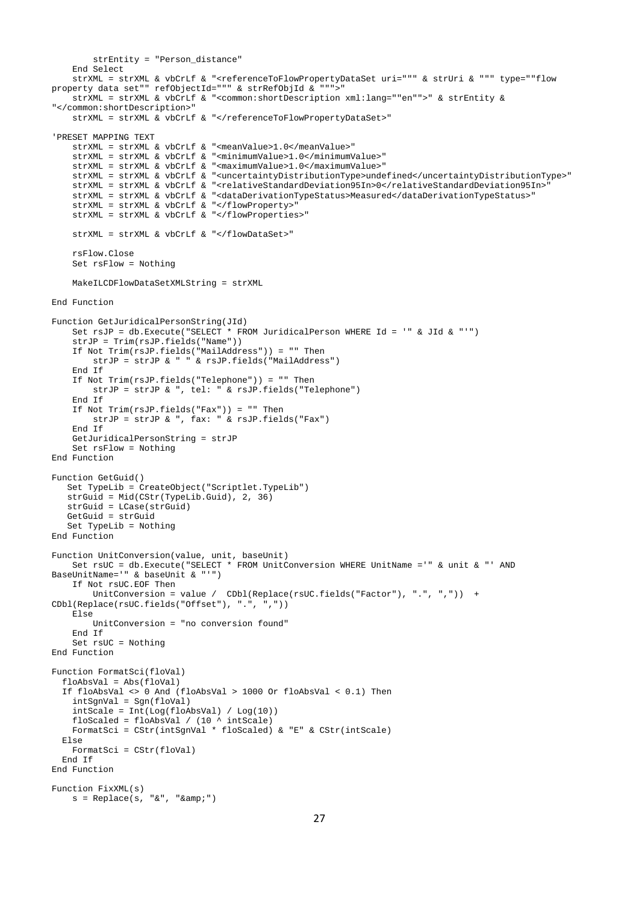```
        strEntity = "Person_distance"
    End Select
    strXML = strXML & vbCrLf & "<referenceToFlowPropertyDataSet uri=""" & strUri & """ type=""flow
property data set"" refObjectId=""" & strRefObjId & """>"
    strXML = strXML & vbCrLf & "<common:shortDescription xml:lang=""en"">" & strEntity &
"</common:shortDescription>"
    strXML = strXML & vbCrLf & "</referenceToFlowPropertyDataSet>"

'PRESET MAPPING TEXT
    strXML = strXML & vbCrLf & "<meanValue>1.0</meanValue>"
    strXML = strXML & vbCrLf & "<minimumValue>1.0</minimumValue>"
    strXML = strXML & vbCrLf & "<maximumValue>1.0</maximumValue>"
    strXML = strXML & vbCrLf & "<uncertaintyDistributionType>undefined</uncertaintyDistributionType>"
    strXML = strXML & vbCrLf & "<relativeStandardDeviation95In>0</relativeStandardDeviation95In>"
    strXML = strXML & vbCrLf & "<dataDerivationTypeStatus>Measured</dataDerivationTypeStatus>"
    strXML = strXML & vbCrLf & "</flowProperty>"
    strXML = strXML & vbCrLf & "</flowProperties>"

    strXML = strXML & vbCrLf & "</flowDataSet>"

    rsFlow.Close
    Set rsFlow = Nothing

    MakeILCDFlowDataSetXMLString = strXML

End Function

Function GetJuridicalPersonString(JId)
    Set rsJP = db.Execute("SELECT * FROM JuridicalPerson WHERE Id = '" & JId & "'")
    strJP = Trim(rsJP.fields("Name"))
    If Not Trim(rsJP.fields("MailAddress")) = "" Then
        strJP = strJP & " " & rsJP.fields("MailAddress")
    End If
    If Not Trim(rsJP.fields("Telephone")) = "" Then
        strJP = strJP & ", tel: " & rsJP.fields("Telephone")
    End If
    If Not Trim(rsJP.fields("Fax")) = "" Then
        strJP = strJP & ", fax: " & rsJP.fields("Fax")
    End If
    GetJuridicalPersonString = strJP
    Set rsFlow = Nothing
End Function

Function GetGuid()
   Set TypeLib = CreateObject("Scriptlet.TypeLib")
   strGuid = Mid(CStr(TypeLib.Guid), 2, 36)
   strGuid = LCase(strGuid)
   GetGuid = strGuid
   Set TypeLib = Nothing
End Function

Function UnitConversion(value, unit, baseUnit)
    Set rsUC = db.Execute("SELECT * FROM UnitConversion WHERE UnitName ='" & unit & "' AND
BaseUnitName='" & baseUnit & "'")
    If Not rsUC.EOF Then
        UnitConversion = value /  CDbl(Replace(rsUC.fields("Factor"), ".", ","))  +
CDbl(Replace(rsUC.fields("Offset"), ".", ","))
    Else
        UnitConversion = "no conversion found"
    End If
    Set rsUC = Nothing
End Function

Function FormatSci(floVal)
  floAbsVal = Abs(floVal)
  If floAbsVal <> 0 And (floAbsVal > 1000 Or floAbsVal < 0.1) Then
    intSgnVal = Sgn(floVal)
    intScale = Int(Log(floAbsVal) / Log(10))
    floScaled = floAbsVal / (10 ^ intScale)
    FormatSci = CStr(intSgnVal * floScaled) & "E" & CStr(intScale)
  Else
    FormatSci = CStr(floVal)
  End If
End Function

Function FixXML(s)
    s = Replace(s, "&", "&amp;")
```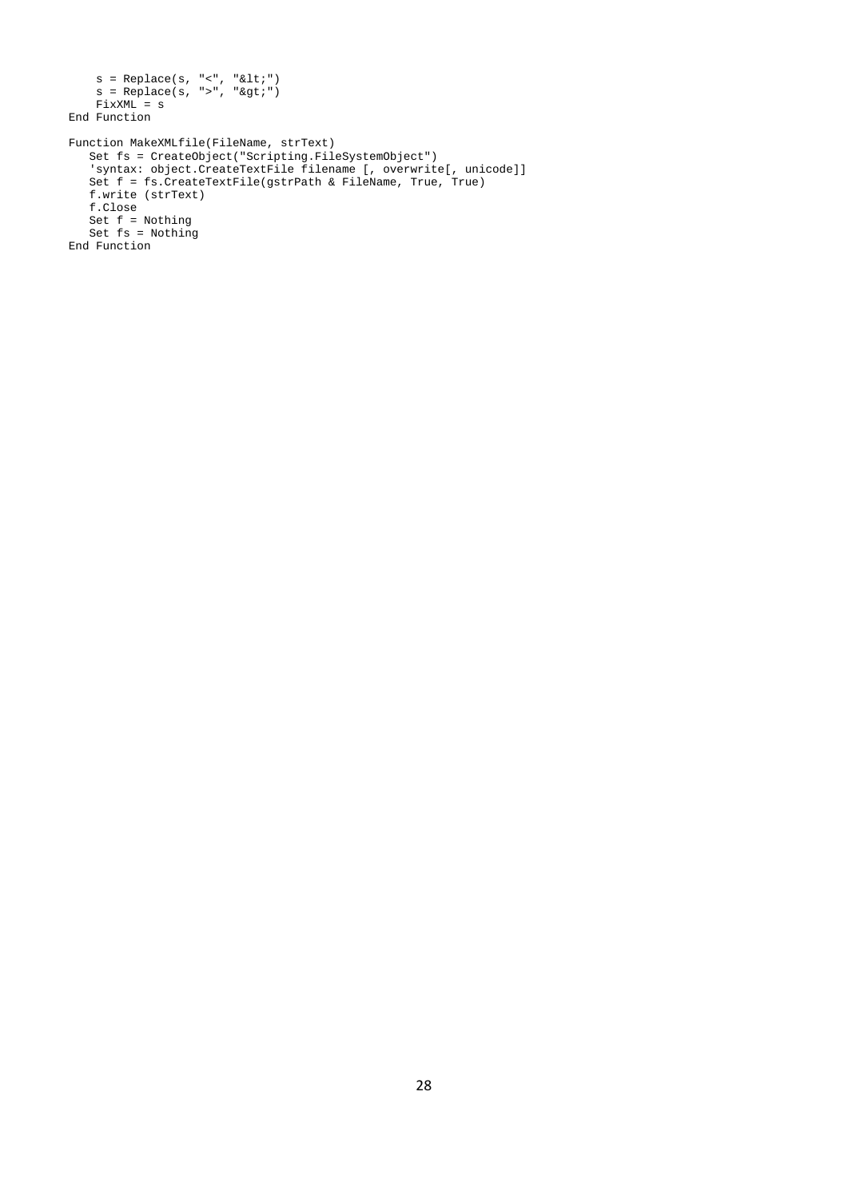```
    s = Replace(s, "<", "&lt;")
    s = Replace(s, ">", "&gt;")
    FixXML = s
End Function

Function MakeXMLfile(FileName, strText)
   Set fs = CreateObject("Scripting.FileSystemObject")
   'syntax: object.CreateTextFile filename [, overwrite[, unicode]]
   Set f = fs.CreateTextFile(gstrPath & FileName, True, True)
   f.write (strText)
   f.Close
   Set f = Nothing
   Set fs = Nothing
End Function
```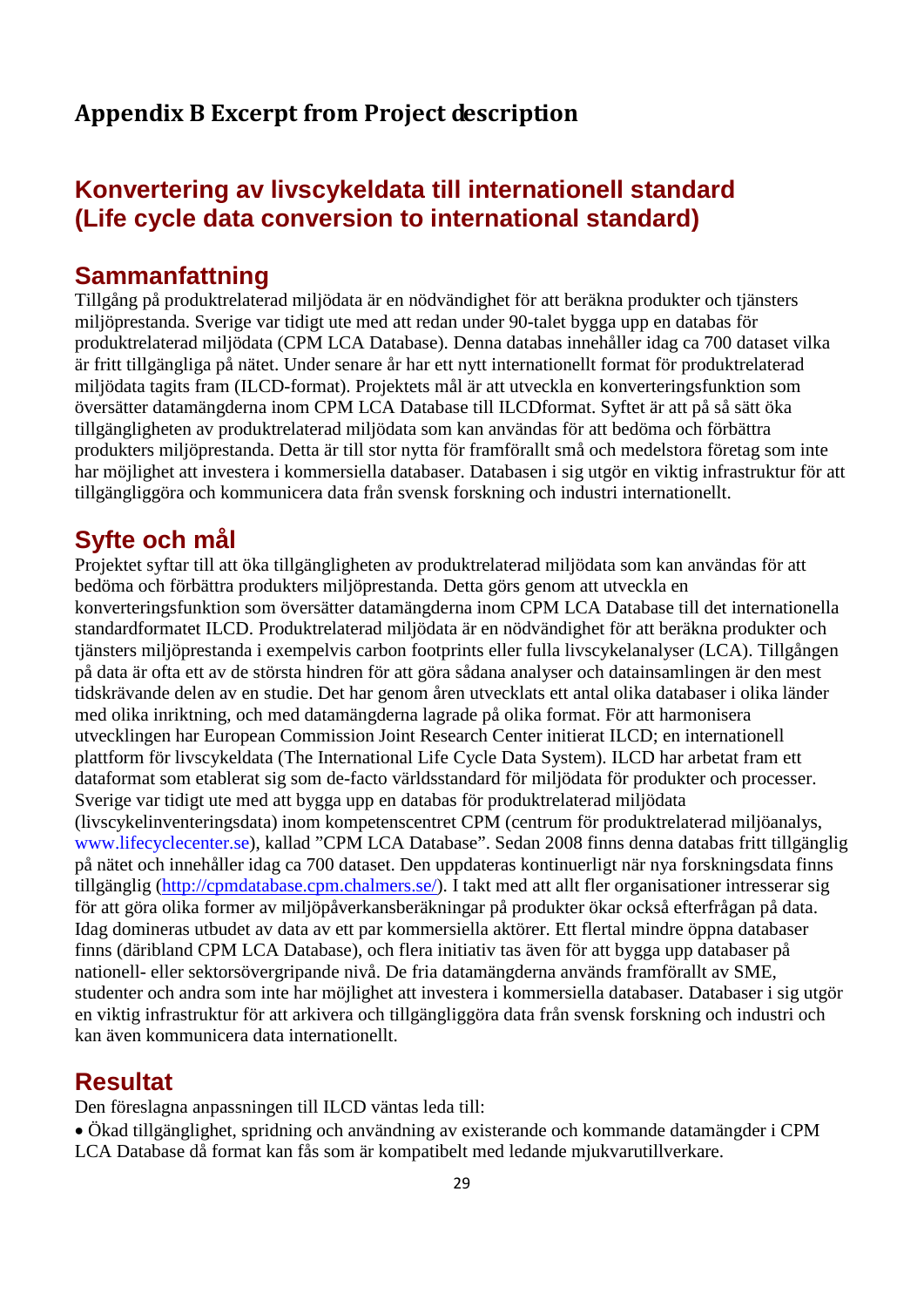# Appendix B Excerpt from Project description

## Konvertering av livscykeldata till internationell standard (Life cycle data conversion to international standard)

### Sammanfattning

Tillgång på produktrelaterad miljödata är en nödvändighet för att beräkna produkter och tjänsters miljöprestanda. Sverige var tidigt ute med att redan under 90-talet bygga upp en databas för produktrelaterad miljödata (CPM LCA Database). Denna databas innehåller idag ca 700 dataset vilka är fritt tillgängliga på nätet. Under senare år har ett nytt internationellt format för produktrelaterad miljödata tagits fram (ILCD-format). Projektets mål är att utveckla en konverteringsfunktion som översätter datamängderna inom CPM LCA Database till ILCDformat. Syftet är att på så sätt öka tillgängligheten av produktrelaterad miljödata som kan användas för att bedöma och förbättra produkters miljöprestanda. Detta är till stor nytta för framförallt små och medelstora företag som inte har möjlighet att investera i kommersiella databaser. Databasen i sig utgör en viktig infrastruktur för att tillgängliggöra och kommunicera data från svensk forskning och industri internationellt.

### Syfte och mål

Projektet syftar till att öka tillgängligheten av produktrelaterad miljödata som kan användas för att bedöma och förbättra produkters miljöprestanda. Detta görs genom att utveckla en konverteringsfunktion som översätter datamängderna inom CPM LCA Database till det internationella standardformatet ILCD. Produktrelaterad miljödata är en nödvändighet för att beräkna produkter och tjänsters miljöprestanda i exempelvis carbon footprints eller fulla livscykelanalyser (LCA). Tillgången på data är ofta ett av de största hindren för att göra sådana analyser och datainsamlingen är den mest tidskrävande delen av en studie. Det har genom åren utvecklats ett antal olika databaser i olika länder med olika inriktning, och med datamängderna lagrade på olika format. För att harmonisera utvecklingen har European Commission Joint Research Center initierat ILCD; en internationell plattform för livscykeldata (The International Life Cycle Data System). ILCD har arbetat fram ett dataformat som etablerat sig som de-facto världsstandard för miljödata för produkter och processer. Sverige var tidigt ute med att bygga upp en databas för produktrelaterad miljödata (livscykelinventeringsdata) inom kompetenscentret CPM (centrum för produktrelaterad miljöanalys, www.lifecyclecenter.se), kallad "CPM LCA Database". Sedan 2008 finns denna databas fritt tillgänglig på nätet och innehåller idag ca 700 dataset. Den uppdateras kontinuerligt när nya forskningsdata finns tillgänglig (http://cpmdatabase.cpm.chalmers.se/). I takt med att allt fler organisationer intresserar sig för att göra olika former av miljöpåverkansberäkningar på produkter ökar också efterfrågan på data. Idag domineras utbudet av data av ett par kommersiella aktörer. Ett flertal mindre öppna databaser finns (däribland CPM LCA Database), och flera initiativ tas även för att bygga upp databaser på nationell- eller sektorsövergripande nivå. De fria datamängderna används framförallt av SME, studenter och andra som inte har möjlighet att investera i kommersiella databaser. Databaser i sig utgör en viktig infrastruktur för att arkivera och tillgängliggöra data från svensk forskning och industri och kan även kommunicera data internationellt.

### Resultat

Den föreslagna anpassningen till ILCD väntas leda till:

- Ökad tillgänglighet, spridning och användning av existerande och kommande datamängder i CPM LCA Database då format kan fås som är kompatibelt med ledande mjukvarutillverkare.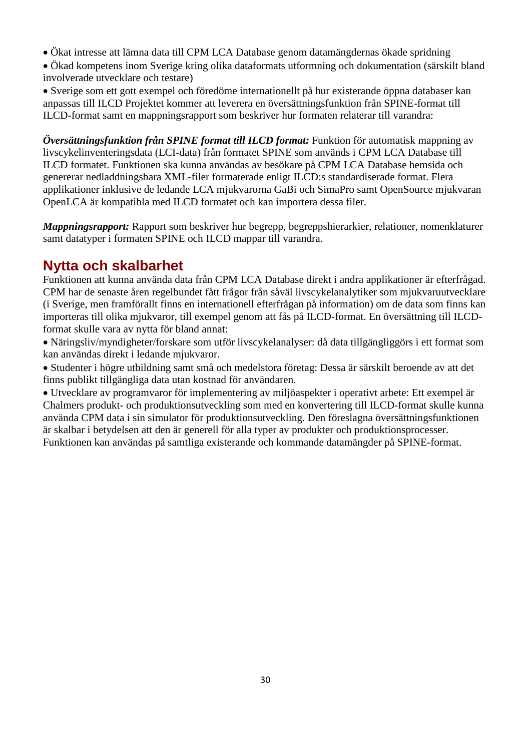- Ökat intresse att lämna data till CPM LCA Database genom datamängdernas ökade spridning
- Ökad kompetens inom Sverige kring olika dataformats utformning och dokumentation (särskilt bland involverade utvecklare och testare)
- Sverige som ett gott exempel och föredöme internationellt på hur existerande öppna databaser kan anpassas till ILCD Projektet kommer att leverera en översättningsfunktion från SPINE-format till ILCD-format samt en mappningsrapport som beskriver hur formaten relaterar till varandra:

***Översättningsfunktion från SPINE format till ILCD format:*** Funktion för automatisk mappning av livscykelinventeringsdata (LCI-data) från formatet SPINE som används i CPM LCA Database till ILCD formatet. Funktionen ska kunna användas av besökare på CPM LCA Database hemsida och genererar nedladdningsbara XML-filer formaterade enligt ILCD:s standardiserade format. Flera applikationer inklusive de ledande LCA mjukvarorna GaBi och SimaPro samt OpenSource mjukvaran OpenLCA är kompatibla med ILCD formatet och kan importera dessa filer.

***Mappningsrapport:*** Rapport som beskriver hur begrepp, begreppshierarkier, relationer, nomenklaturer samt datatyper i formaten SPINE och ILCD mappar till varandra.

## Nytta och skalbarhet

Funktionen att kunna använda data från CPM LCA Database direkt i andra applikationer är efterfrågad. CPM har de senaste åren regelbundet fått frågor från såväl livscykelanalytiker som mjukvaruutvecklare (i Sverige, men framförallt finns en internationell efterfrågan på information) om de data som finns kan importeras till olika mjukvaror, till exempel genom att fås på ILCD-format. En översättning till ILCD-format skulle vara av nytta för bland annat:

- Näringsliv/myndigheter/forskare som utför livscykelanalyser: då data tillgängliggörs i ett format som kan användas direkt i ledande mjukvaror.
- Studenter i högre utbildning samt små och medelstora företag: Dessa är särskilt beroende av att det finns publikt tillgängliga data utan kostnad för användaren.
- Utvecklare av programvaror för implementering av miljöaspekter i operativt arbete: Ett exempel är Chalmers produkt- och produktionsutveckling som med en konvertering till ILCD-format skulle kunna använda CPM data i sin simulator för produktionsutveckling. Den föreslagna översättningsfunktionen är skalbar i betydelsen att den är generell för alla typer av produkter och produktionsprocesser. Funktionen kan användas på samtliga existerande och kommande datamängder på SPINE-format.